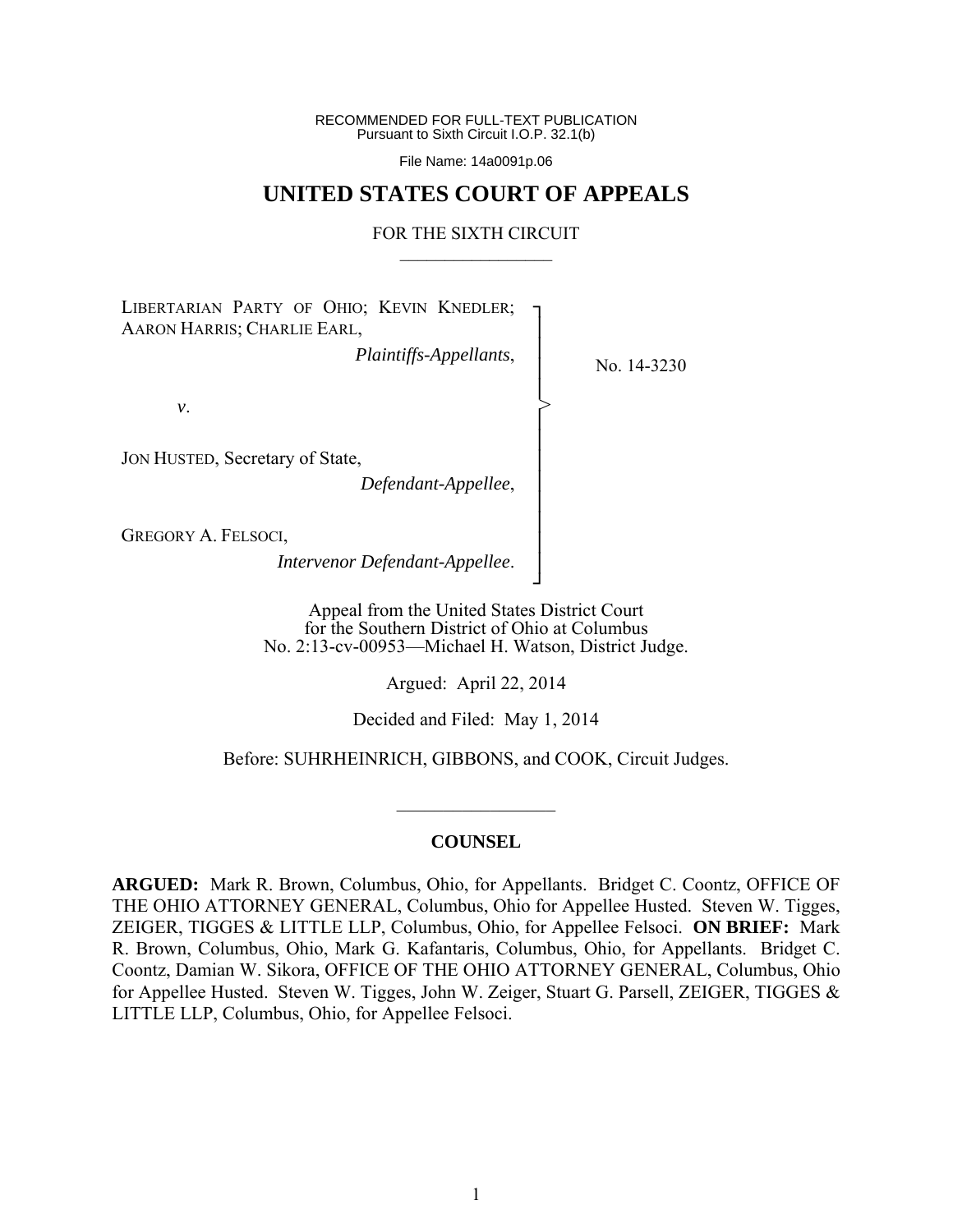RECOMMENDED FOR FULL-TEXT PUBLICATION
Pursuant to Sixth Circuit I.O.P. 32.1(b)

File Name: 14a0091p.06

# UNITED STATES COURT OF APPEALS

FOR THE SIXTH CIRCUIT

---

LIBERTARIAN PARTY OF OHIO; KEVIN KNEDLER; AARON HARRIS; CHARLIE EARL,
*Plaintiffs-Appellants*,

*v*.

JON HUSTED, Secretary of State,
*Defendant-Appellee*,

GREGORY A. FELSOCI,
*Intervenor Defendant-Appellee*.

No. 14-3230

Appeal from the United States District Court
for the Southern District of Ohio at Columbus
No. 2:13-cv-00953—Michael H. Watson, District Judge.

Argued: April 22, 2014

Decided and Filed: May 1, 2014

Before: SUHRHEINRICH, GIBBONS, and COOK, Circuit Judges.

---

**COUNSEL**

**ARGUED:** Mark R. Brown, Columbus, Ohio, for Appellants. Bridget C. Coontz, OFFICE OF THE OHIO ATTORNEY GENERAL, Columbus, Ohio for Appellee Husted. Steven W. Tigges, ZEIGER, TIGGES & LITTLE LLP, Columbus, Ohio, for Appellee Felsoci. **ON BRIEF:** Mark R. Brown, Columbus, Ohio, Mark G. Kafantaris, Columbus, Ohio, for Appellants. Bridget C. Coontz, Damian W. Sikora, OFFICE OF THE OHIO ATTORNEY GENERAL, Columbus, Ohio for Appellee Husted. Steven W. Tigges, John W. Zeiger, Stuart G. Parsell, ZEIGER, TIGGES & LITTLE LLP, Columbus, Ohio, for Appellee Felsoci.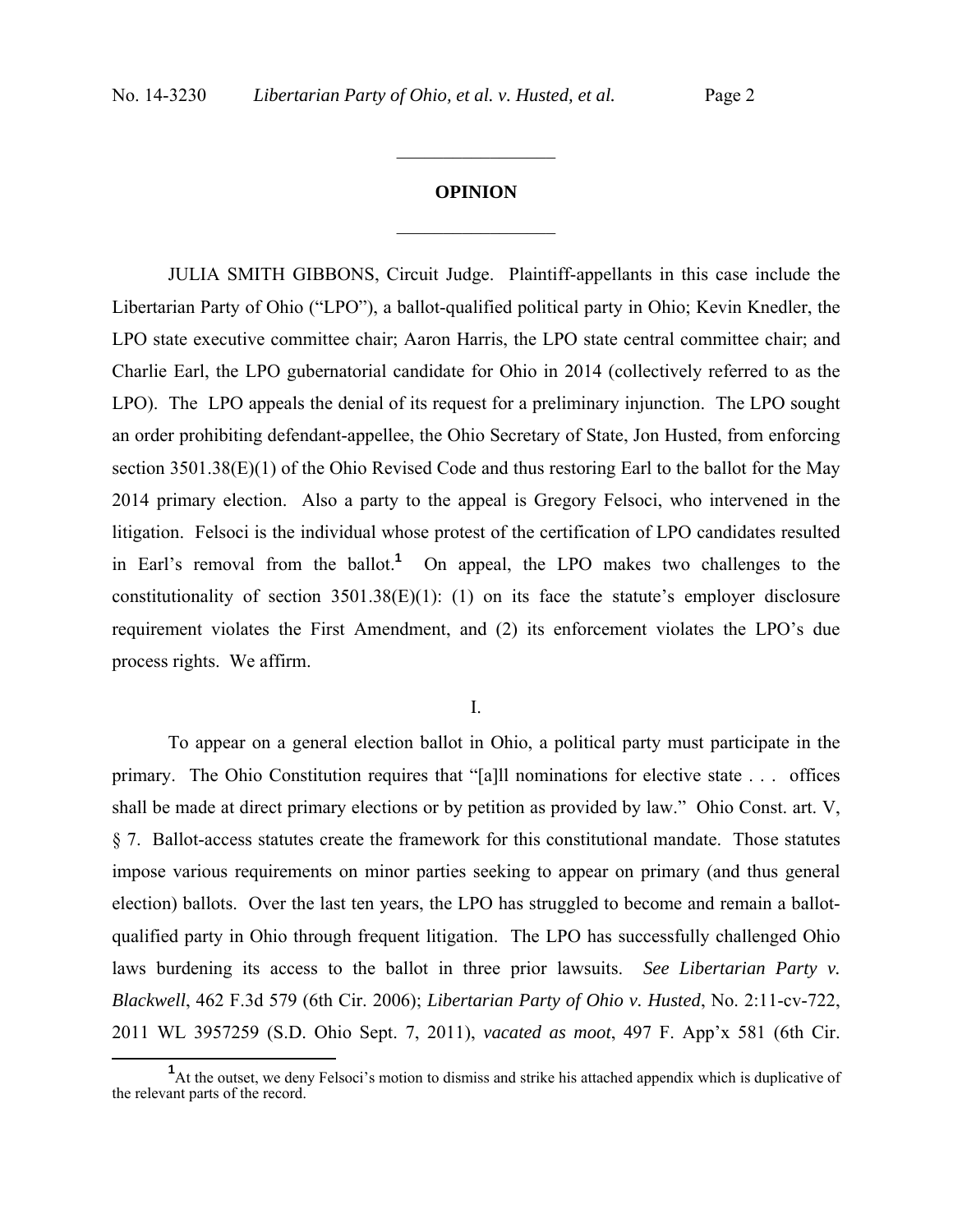## OPINION

JULIA SMITH GIBBONS, Circuit Judge. Plaintiff-appellants in this case include the Libertarian Party of Ohio ("LPO"), a ballot-qualified political party in Ohio; Kevin Knedler, the LPO state executive committee chair; Aaron Harris, the LPO state central committee chair; and Charlie Earl, the LPO gubernatorial candidate for Ohio in 2014 (collectively referred to as the LPO). The LPO appeals the denial of its request for a preliminary injunction. The LPO sought an order prohibiting defendant-appellee, the Ohio Secretary of State, Jon Husted, from enforcing section 3501.38(E)(1) of the Ohio Revised Code and thus restoring Earl to the ballot for the May 2014 primary election. Also a party to the appeal is Gregory Felsoci, who intervened in the litigation. Felsoci is the individual whose protest of the certification of LPO candidates resulted in Earl's removal from the ballot.[1] On appeal, the LPO makes two challenges to the constitutionality of section 3501.38(E)(1): (1) on its face the statute's employer disclosure requirement violates the First Amendment, and (2) its enforcement violates the LPO's due process rights. We affirm.

I.

To appear on a general election ballot in Ohio, a political party must participate in the primary. The Ohio Constitution requires that "[a]ll nominations for elective state . . . offices shall be made at direct primary elections or by petition as provided by law." Ohio Const. art. V, § 7. Ballot-access statutes create the framework for this constitutional mandate. Those statutes impose various requirements on minor parties seeking to appear on primary (and thus general election) ballots. Over the last ten years, the LPO has struggled to become and remain a ballot-qualified party in Ohio through frequent litigation. The LPO has successfully challenged Ohio laws burdening its access to the ballot in three prior lawsuits. *See Libertarian Party v. Blackwell*, 462 F.3d 579 (6th Cir. 2006); *Libertarian Party of Ohio v. Husted*, No. 2:11-cv-722, 2011 WL 3957259 (S.D. Ohio Sept. 7, 2011), *vacated as moot*, 497 F. App'x 581 (6th Cir.

[1] At the outset, we deny Felsoci's motion to dismiss and strike his attached appendix which is duplicative of the relevant parts of the record.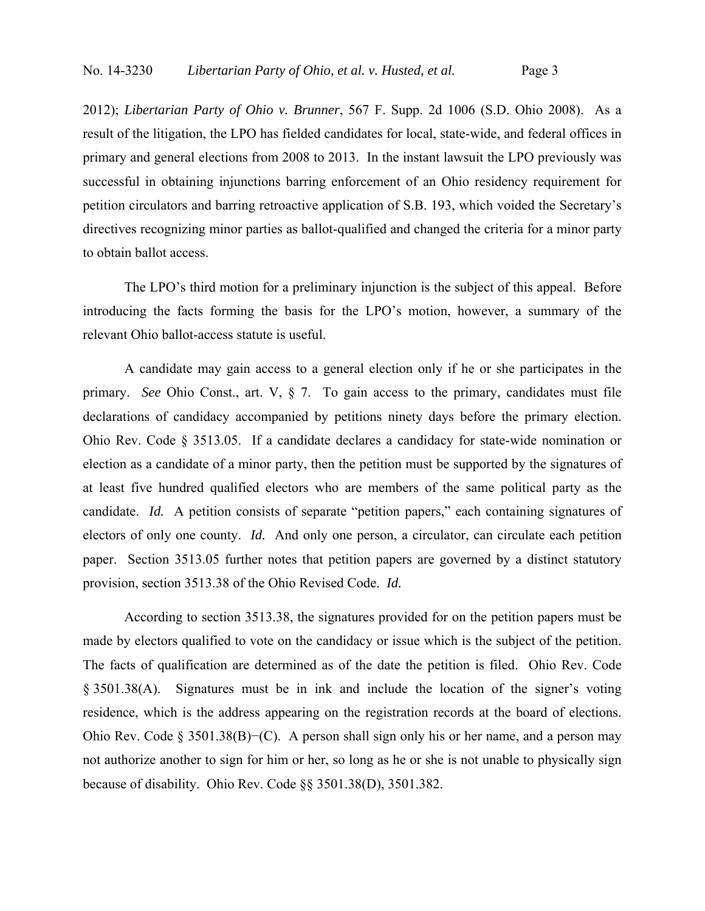2012); *Libertarian Party of Ohio v. Brunner*, 567 F. Supp. 2d 1006 (S.D. Ohio 2008). As a result of the litigation, the LPO has fielded candidates for local, state-wide, and federal offices in primary and general elections from 2008 to 2013. In the instant lawsuit the LPO previously was successful in obtaining injunctions barring enforcement of an Ohio residency requirement for petition circulators and barring retroactive application of S.B. 193, which voided the Secretary's directives recognizing minor parties as ballot-qualified and changed the criteria for a minor party to obtain ballot access.

The LPO's third motion for a preliminary injunction is the subject of this appeal. Before introducing the facts forming the basis for the LPO's motion, however, a summary of the relevant Ohio ballot-access statute is useful.

A candidate may gain access to a general election only if he or she participates in the primary. *See* Ohio Const., art. V, § 7. To gain access to the primary, candidates must file declarations of candidacy accompanied by petitions ninety days before the primary election. Ohio Rev. Code § 3513.05. If a candidate declares a candidacy for state-wide nomination or election as a candidate of a minor party, then the petition must be supported by the signatures of at least five hundred qualified electors who are members of the same political party as the candidate. *Id.* A petition consists of separate "petition papers," each containing signatures of electors of only one county. *Id.* And only one person, a circulator, can circulate each petition paper. Section 3513.05 further notes that petition papers are governed by a distinct statutory provision, section 3513.38 of the Ohio Revised Code. *Id.*

According to section 3513.38, the signatures provided for on the petition papers must be made by electors qualified to vote on the candidacy or issue which is the subject of the petition. The facts of qualification are determined as of the date the petition is filed. Ohio Rev. Code § 3501.38(A). Signatures must be in ink and include the location of the signer's voting residence, which is the address appearing on the registration records at the board of elections. Ohio Rev. Code § 3501.38(B)−(C). A person shall sign only his or her name, and a person may not authorize another to sign for him or her, so long as he or she is not unable to physically sign because of disability. Ohio Rev. Code §§ 3501.38(D), 3501.382.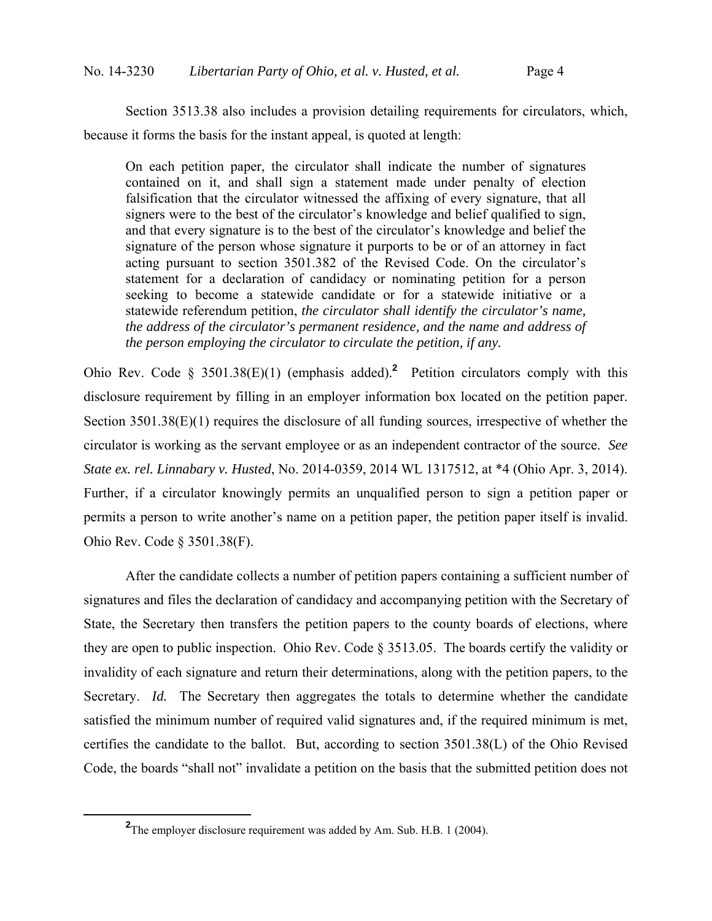Section 3513.38 also includes a provision detailing requirements for circulators, which, because it forms the basis for the instant appeal, is quoted at length:

> On each petition paper, the circulator shall indicate the number of signatures contained on it, and shall sign a statement made under penalty of election falsification that the circulator witnessed the affixing of every signature, that all signers were to the best of the circulator's knowledge and belief qualified to sign, and that every signature is to the best of the circulator's knowledge and belief the signature of the person whose signature it purports to be or of an attorney in fact acting pursuant to section 3501.382 of the Revised Code. On the circulator's statement for a declaration of candidacy or nominating petition for a person seeking to become a statewide candidate or for a statewide initiative or a statewide referendum petition, *the circulator shall identify the circulator's name, the address of the circulator's permanent residence, and the name and address of the person employing the circulator to circulate the petition, if any.*

Ohio Rev. Code § 3501.38(E)(1) (emphasis added).[2] Petition circulators comply with this disclosure requirement by filling in an employer information box located on the petition paper. Section 3501.38(E)(1) requires the disclosure of all funding sources, irrespective of whether the circulator is working as the servant employee or as an independent contractor of the source. *See State ex. rel. Linnabary v. Husted*, No. 2014-0359, 2014 WL 1317512, at *4 (Ohio Apr. 3, 2014). Further, if a circulator knowingly permits an unqualified person to sign a petition paper or permits a person to write another's name on a petition paper, the petition paper itself is invalid. Ohio Rev. Code § 3501.38(F).

After the candidate collects a number of petition papers containing a sufficient number of signatures and files the declaration of candidacy and accompanying petition with the Secretary of State, the Secretary then transfers the petition papers to the county boards of elections, where they are open to public inspection. Ohio Rev. Code § 3513.05. The boards certify the validity or invalidity of each signature and return their determinations, along with the petition papers, to the Secretary. *Id.* The Secretary then aggregates the totals to determine whether the candidate satisfied the minimum number of required valid signatures and, if the required minimum is met, certifies the candidate to the ballot. But, according to section 3501.38(L) of the Ohio Revised Code, the boards "shall not" invalidate a petition on the basis that the submitted petition does not

[2] The employer disclosure requirement was added by Am. Sub. H.B. 1 (2004).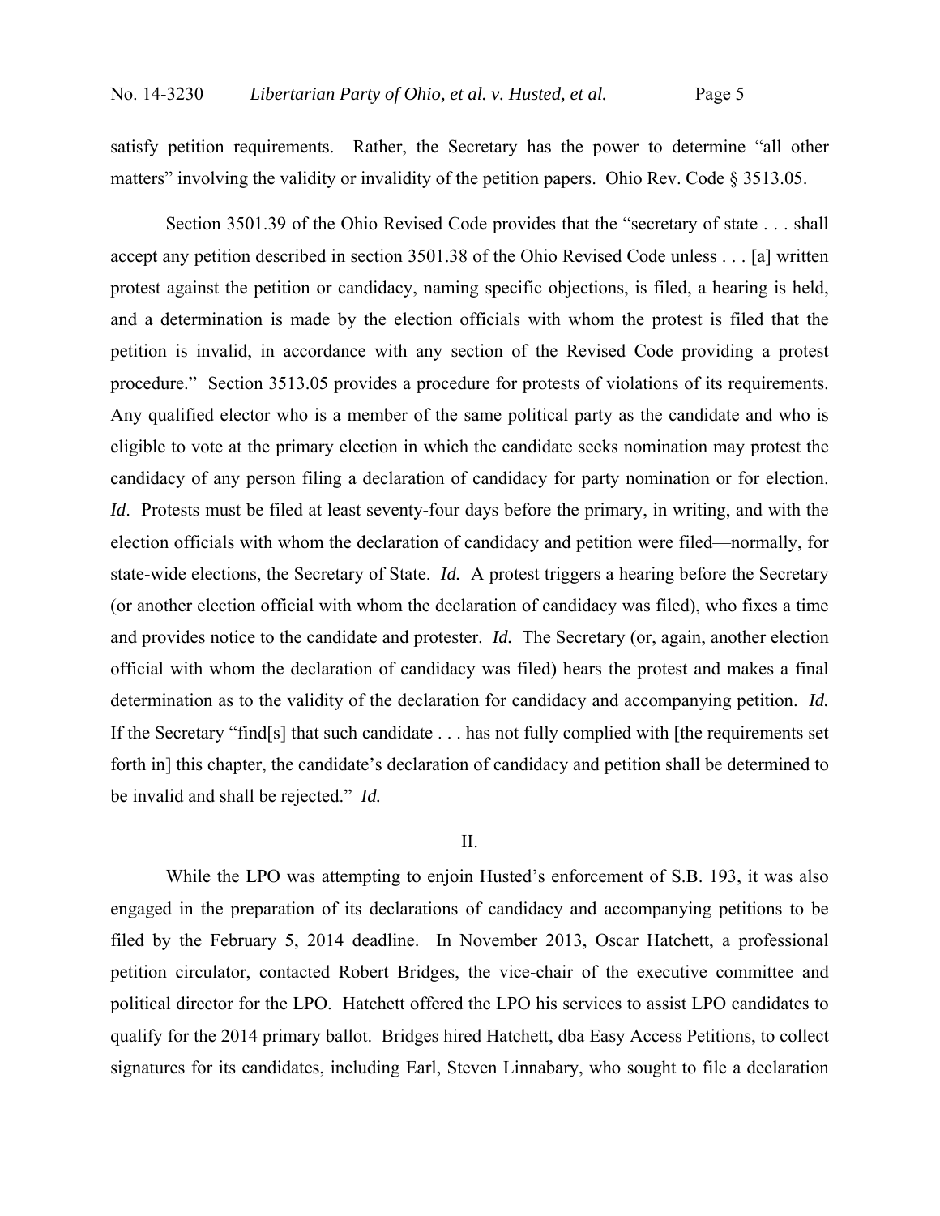satisfy petition requirements. Rather, the Secretary has the power to determine "all other matters" involving the validity or invalidity of the petition papers. Ohio Rev. Code § 3513.05.

Section 3501.39 of the Ohio Revised Code provides that the "secretary of state . . . shall accept any petition described in section 3501.38 of the Ohio Revised Code unless . . . [a] written protest against the petition or candidacy, naming specific objections, is filed, a hearing is held, and a determination is made by the election officials with whom the protest is filed that the petition is invalid, in accordance with any section of the Revised Code providing a protest procedure." Section 3513.05 provides a procedure for protests of violations of its requirements. Any qualified elector who is a member of the same political party as the candidate and who is eligible to vote at the primary election in which the candidate seeks nomination may protest the candidacy of any person filing a declaration of candidacy for party nomination or for election. *Id*. Protests must be filed at least seventy-four days before the primary, in writing, and with the election officials with whom the declaration of candidacy and petition were filed—normally, for state-wide elections, the Secretary of State. *Id.* A protest triggers a hearing before the Secretary (or another election official with whom the declaration of candidacy was filed), who fixes a time and provides notice to the candidate and protester. *Id.* The Secretary (or, again, another election official with whom the declaration of candidacy was filed) hears the protest and makes a final determination as to the validity of the declaration for candidacy and accompanying petition. *Id.* If the Secretary "find[s] that such candidate . . . has not fully complied with [the requirements set forth in] this chapter, the candidate's declaration of candidacy and petition shall be determined to be invalid and shall be rejected." *Id.*

## II.

While the LPO was attempting to enjoin Husted's enforcement of S.B. 193, it was also engaged in the preparation of its declarations of candidacy and accompanying petitions to be filed by the February 5, 2014 deadline. In November 2013, Oscar Hatchett, a professional petition circulator, contacted Robert Bridges, the vice-chair of the executive committee and political director for the LPO. Hatchett offered the LPO his services to assist LPO candidates to qualify for the 2014 primary ballot. Bridges hired Hatchett, dba Easy Access Petitions, to collect signatures for its candidates, including Earl, Steven Linnabary, who sought to file a declaration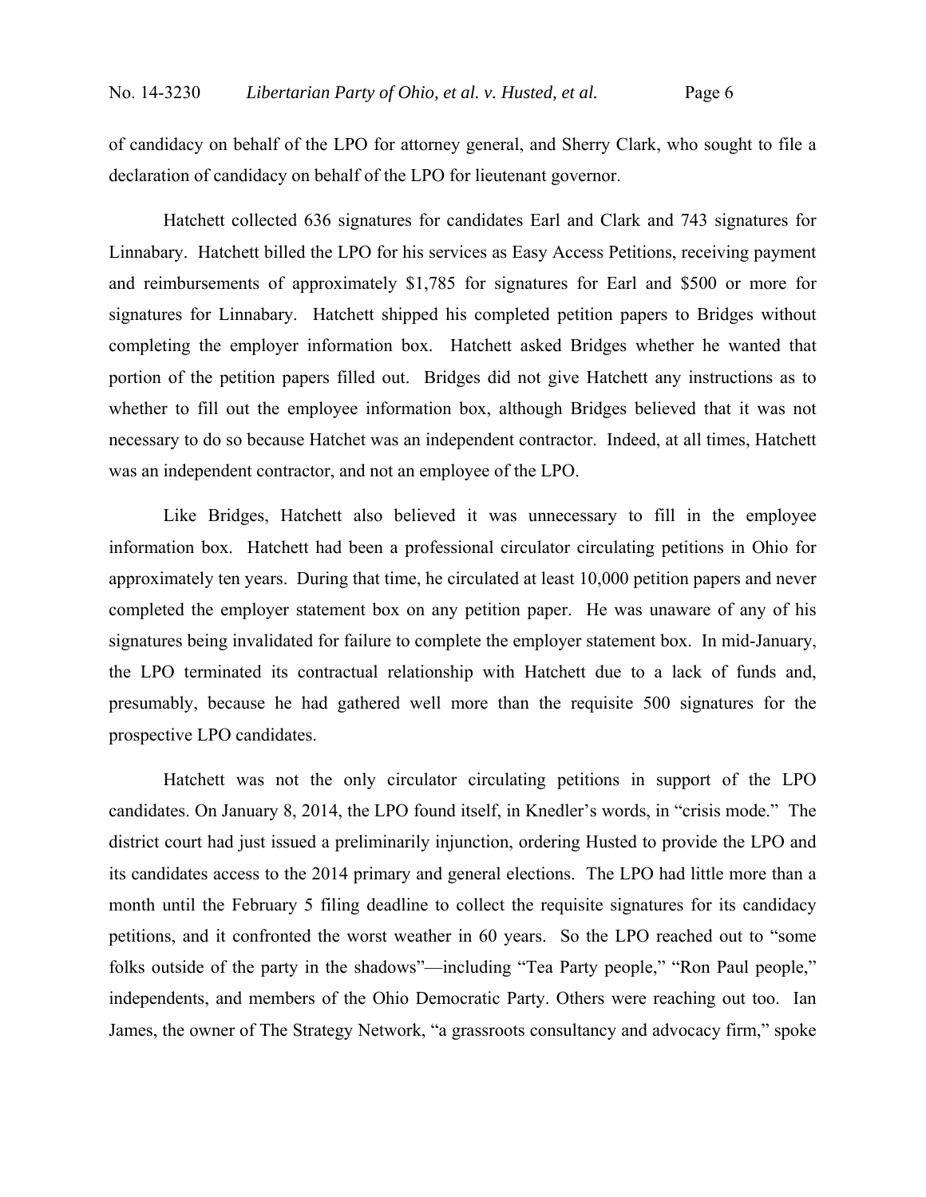of candidacy on behalf of the LPO for attorney general, and Sherry Clark, who sought to file a declaration of candidacy on behalf of the LPO for lieutenant governor.

Hatchett collected 636 signatures for candidates Earl and Clark and 743 signatures for Linnabary. Hatchett billed the LPO for his services as Easy Access Petitions, receiving payment and reimbursements of approximately $1,785 for signatures for Earl and $500 or more for signatures for Linnabary. Hatchett shipped his completed petition papers to Bridges without completing the employer information box. Hatchett asked Bridges whether he wanted that portion of the petition papers filled out. Bridges did not give Hatchett any instructions as to whether to fill out the employee information box, although Bridges believed that it was not necessary to do so because Hatchet was an independent contractor. Indeed, at all times, Hatchett was an independent contractor, and not an employee of the LPO.

Like Bridges, Hatchett also believed it was unnecessary to fill in the employee information box. Hatchett had been a professional circulator circulating petitions in Ohio for approximately ten years. During that time, he circulated at least 10,000 petition papers and never completed the employer statement box on any petition paper. He was unaware of any of his signatures being invalidated for failure to complete the employer statement box. In mid-January, the LPO terminated its contractual relationship with Hatchett due to a lack of funds and, presumably, because he had gathered well more than the requisite 500 signatures for the prospective LPO candidates.

Hatchett was not the only circulator circulating petitions in support of the LPO candidates. On January 8, 2014, the LPO found itself, in Knedler's words, in "crisis mode." The district court had just issued a preliminarily injunction, ordering Husted to provide the LPO and its candidates access to the 2014 primary and general elections. The LPO had little more than a month until the February 5 filing deadline to collect the requisite signatures for its candidacy petitions, and it confronted the worst weather in 60 years. So the LPO reached out to "some folks outside of the party in the shadows"—including "Tea Party people," "Ron Paul people," independents, and members of the Ohio Democratic Party. Others were reaching out too. Ian James, the owner of The Strategy Network, "a grassroots consultancy and advocacy firm," spoke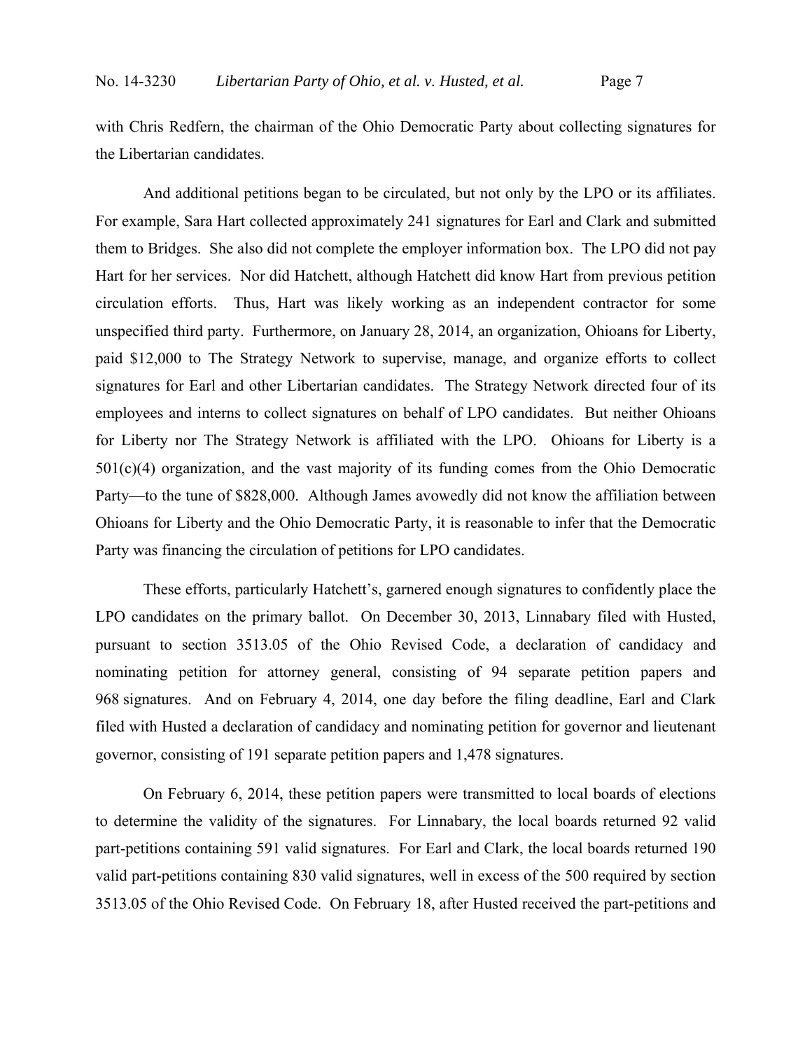with Chris Redfern, the chairman of the Ohio Democratic Party about collecting signatures for the Libertarian candidates.

And additional petitions began to be circulated, but not only by the LPO or its affiliates. For example, Sara Hart collected approximately 241 signatures for Earl and Clark and submitted them to Bridges. She also did not complete the employer information box. The LPO did not pay Hart for her services. Nor did Hatchett, although Hatchett did know Hart from previous petition circulation efforts. Thus, Hart was likely working as an independent contractor for some unspecified third party. Furthermore, on January 28, 2014, an organization, Ohioans for Liberty, paid $12,000 to The Strategy Network to supervise, manage, and organize efforts to collect signatures for Earl and other Libertarian candidates. The Strategy Network directed four of its employees and interns to collect signatures on behalf of LPO candidates. But neither Ohioans for Liberty nor The Strategy Network is affiliated with the LPO. Ohioans for Liberty is a 501(c)(4) organization, and the vast majority of its funding comes from the Ohio Democratic Party—to the tune of $828,000. Although James avowedly did not know the affiliation between Ohioans for Liberty and the Ohio Democratic Party, it is reasonable to infer that the Democratic Party was financing the circulation of petitions for LPO candidates.

These efforts, particularly Hatchett's, garnered enough signatures to confidently place the LPO candidates on the primary ballot. On December 30, 2013, Linnabary filed with Husted, pursuant to section 3513.05 of the Ohio Revised Code, a declaration of candidacy and nominating petition for attorney general, consisting of 94 separate petition papers and 968 signatures. And on February 4, 2014, one day before the filing deadline, Earl and Clark filed with Husted a declaration of candidacy and nominating petition for governor and lieutenant governor, consisting of 191 separate petition papers and 1,478 signatures.

On February 6, 2014, these petition papers were transmitted to local boards of elections to determine the validity of the signatures. For Linnabary, the local boards returned 92 valid part-petitions containing 591 valid signatures. For Earl and Clark, the local boards returned 190 valid part-petitions containing 830 valid signatures, well in excess of the 500 required by section 3513.05 of the Ohio Revised Code. On February 18, after Husted received the part-petitions and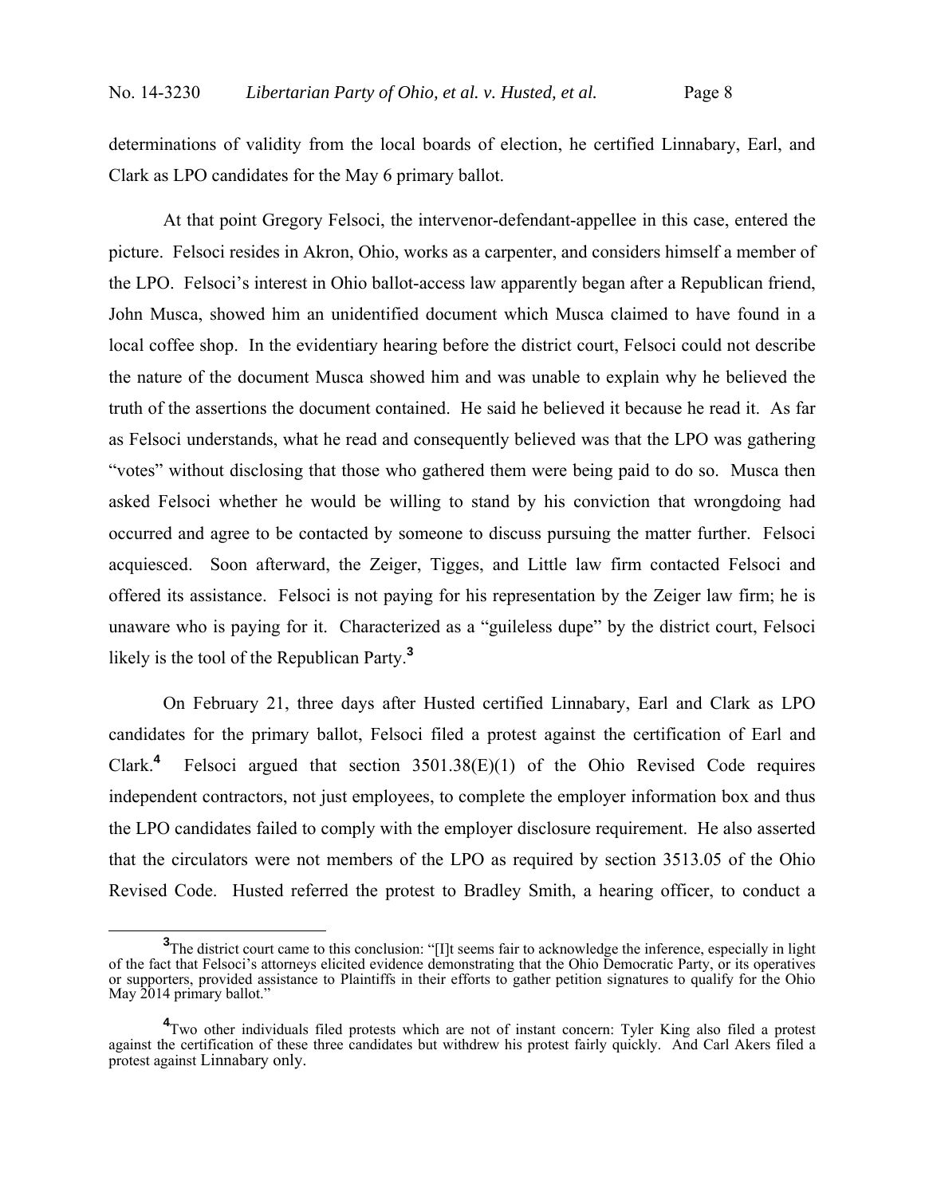determinations of validity from the local boards of election, he certified Linnabary, Earl, and Clark as LPO candidates for the May 6 primary ballot.

At that point Gregory Felsoci, the intervenor-defendant-appellee in this case, entered the picture. Felsoci resides in Akron, Ohio, works as a carpenter, and considers himself a member of the LPO. Felsoci's interest in Ohio ballot-access law apparently began after a Republican friend, John Musca, showed him an unidentified document which Musca claimed to have found in a local coffee shop. In the evidentiary hearing before the district court, Felsoci could not describe the nature of the document Musca showed him and was unable to explain why he believed the truth of the assertions the document contained. He said he believed it because he read it. As far as Felsoci understands, what he read and consequently believed was that the LPO was gathering "votes" without disclosing that those who gathered them were being paid to do so. Musca then asked Felsoci whether he would be willing to stand by his conviction that wrongdoing had occurred and agree to be contacted by someone to discuss pursuing the matter further. Felsoci acquiesced. Soon afterward, the Zeiger, Tigges, and Little law firm contacted Felsoci and offered its assistance. Felsoci is not paying for his representation by the Zeiger law firm; he is unaware who is paying for it. Characterized as a "guileless dupe" by the district court, Felsoci likely is the tool of the Republican Party.[3]

On February 21, three days after Husted certified Linnabary, Earl and Clark as LPO candidates for the primary ballot, Felsoci filed a protest against the certification of Earl and Clark.[4] Felsoci argued that section 3501.38(E)(1) of the Ohio Revised Code requires independent contractors, not just employees, to complete the employer information box and thus the LPO candidates failed to comply with the employer disclosure requirement. He also asserted that the circulators were not members of the LPO as required by section 3513.05 of the Ohio Revised Code. Husted referred the protest to Bradley Smith, a hearing officer, to conduct a

---

[3]The district court came to this conclusion: "[I]t seems fair to acknowledge the inference, especially in light of the fact that Felsoci's attorneys elicited evidence demonstrating that the Ohio Democratic Party, or its operatives or supporters, provided assistance to Plaintiffs in their efforts to gather petition signatures to qualify for the Ohio May 2014 primary ballot."

[4]Two other individuals filed protests which are not of instant concern: Tyler King also filed a protest against the certification of these three candidates but withdrew his protest fairly quickly. And Carl Akers filed a protest against Linnabary only.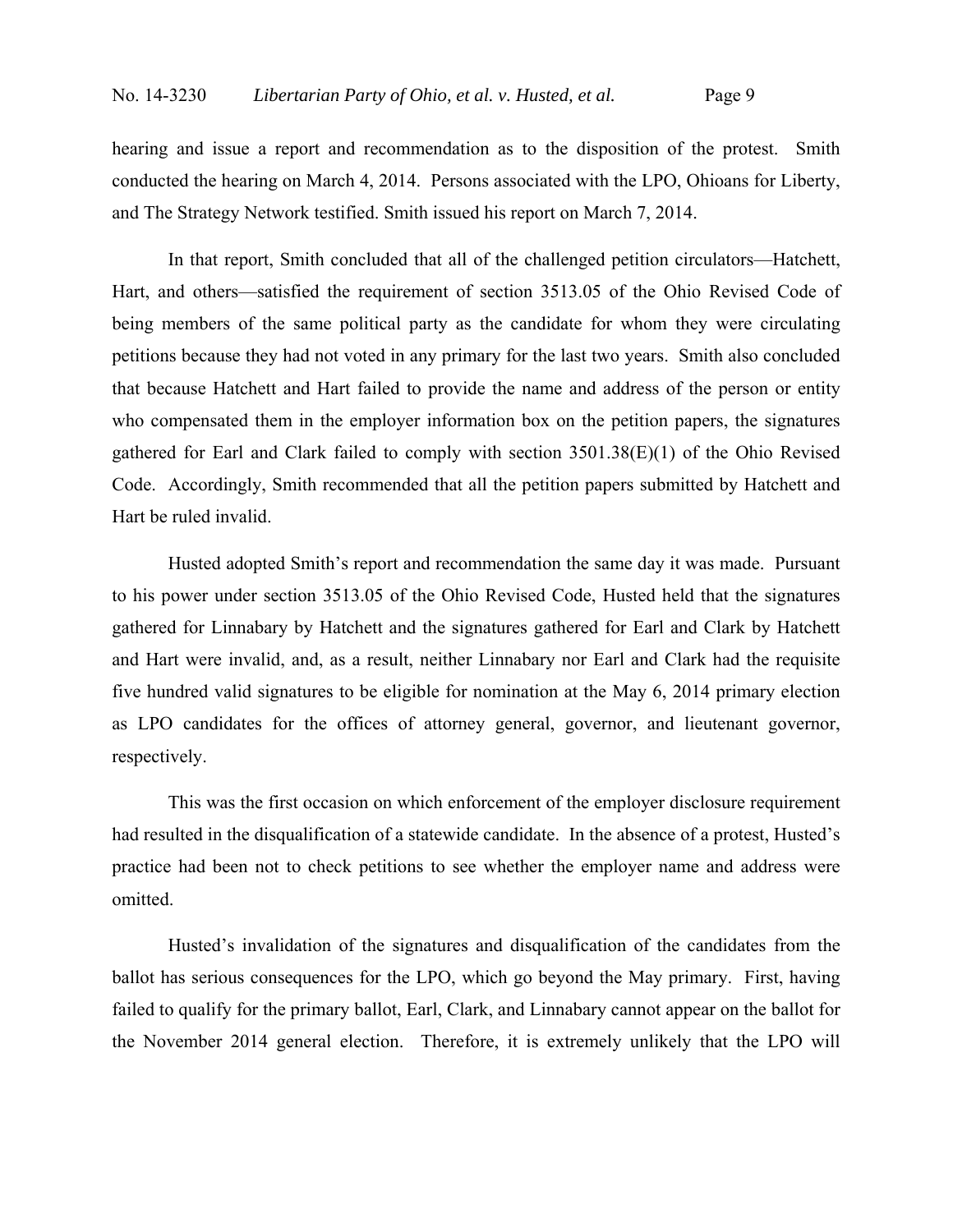hearing and issue a report and recommendation as to the disposition of the protest. Smith conducted the hearing on March 4, 2014. Persons associated with the LPO, Ohioans for Liberty, and The Strategy Network testified. Smith issued his report on March 7, 2014.

In that report, Smith concluded that all of the challenged petition circulators—Hatchett, Hart, and others—satisfied the requirement of section 3513.05 of the Ohio Revised Code of being members of the same political party as the candidate for whom they were circulating petitions because they had not voted in any primary for the last two years. Smith also concluded that because Hatchett and Hart failed to provide the name and address of the person or entity who compensated them in the employer information box on the petition papers, the signatures gathered for Earl and Clark failed to comply with section 3501.38(E)(1) of the Ohio Revised Code. Accordingly, Smith recommended that all the petition papers submitted by Hatchett and Hart be ruled invalid.

Husted adopted Smith's report and recommendation the same day it was made. Pursuant to his power under section 3513.05 of the Ohio Revised Code, Husted held that the signatures gathered for Linnabary by Hatchett and the signatures gathered for Earl and Clark by Hatchett and Hart were invalid, and, as a result, neither Linnabary nor Earl and Clark had the requisite five hundred valid signatures to be eligible for nomination at the May 6, 2014 primary election as LPO candidates for the offices of attorney general, governor, and lieutenant governor, respectively.

This was the first occasion on which enforcement of the employer disclosure requirement had resulted in the disqualification of a statewide candidate. In the absence of a protest, Husted's practice had been not to check petitions to see whether the employer name and address were omitted.

Husted's invalidation of the signatures and disqualification of the candidates from the ballot has serious consequences for the LPO, which go beyond the May primary. First, having failed to qualify for the primary ballot, Earl, Clark, and Linnabary cannot appear on the ballot for the November 2014 general election. Therefore, it is extremely unlikely that the LPO will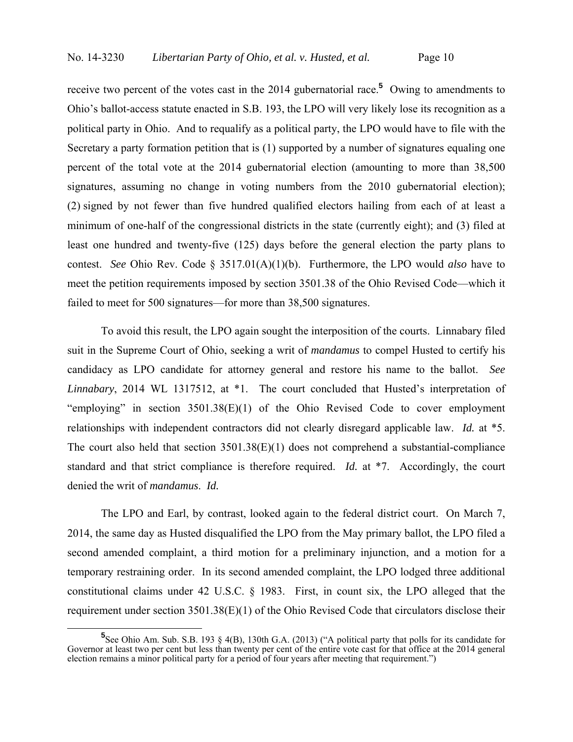receive two percent of the votes cast in the 2014 gubernatorial race.[5] Owing to amendments to Ohio's ballot-access statute enacted in S.B. 193, the LPO will very likely lose its recognition as a political party in Ohio. And to requalify as a political party, the LPO would have to file with the Secretary a party formation petition that is (1) supported by a number of signatures equaling one percent of the total vote at the 2014 gubernatorial election (amounting to more than 38,500 signatures, assuming no change in voting numbers from the 2010 gubernatorial election); (2) signed by not fewer than five hundred qualified electors hailing from each of at least a minimum of one-half of the congressional districts in the state (currently eight); and (3) filed at least one hundred and twenty-five (125) days before the general election the party plans to contest. *See* Ohio Rev. Code § 3517.01(A)(1)(b). Furthermore, the LPO would *also* have to meet the petition requirements imposed by section 3501.38 of the Ohio Revised Code—which it failed to meet for 500 signatures—for more than 38,500 signatures.

To avoid this result, the LPO again sought the interposition of the courts. Linnabary filed suit in the Supreme Court of Ohio, seeking a writ of *mandamus* to compel Husted to certify his candidacy as LPO candidate for attorney general and restore his name to the ballot. *See Linnabary*, 2014 WL 1317512, at *1. The court concluded that Husted's interpretation of "employing" in section 3501.38(E)(1) of the Ohio Revised Code to cover employment relationships with independent contractors did not clearly disregard applicable law. *Id.* at *5. The court also held that section 3501.38(E)(1) does not comprehend a substantial-compliance standard and that strict compliance is therefore required. *Id.* at *7. Accordingly, the court denied the writ of *mandamus*. *Id.*

The LPO and Earl, by contrast, looked again to the federal district court. On March 7, 2014, the same day as Husted disqualified the LPO from the May primary ballot, the LPO filed a second amended complaint, a third motion for a preliminary injunction, and a motion for a temporary restraining order. In its second amended complaint, the LPO lodged three additional constitutional claims under 42 U.S.C. § 1983. First, in count six, the LPO alleged that the requirement under section 3501.38(E)(1) of the Ohio Revised Code that circulators disclose their

[5] See Ohio Am. Sub. S.B. 193 § 4(B), 130th G.A. (2013) ("A political party that polls for its candidate for Governor at least two per cent but less than twenty per cent of the entire vote cast for that office at the 2014 general election remains a minor political party for a period of four years after meeting that requirement.")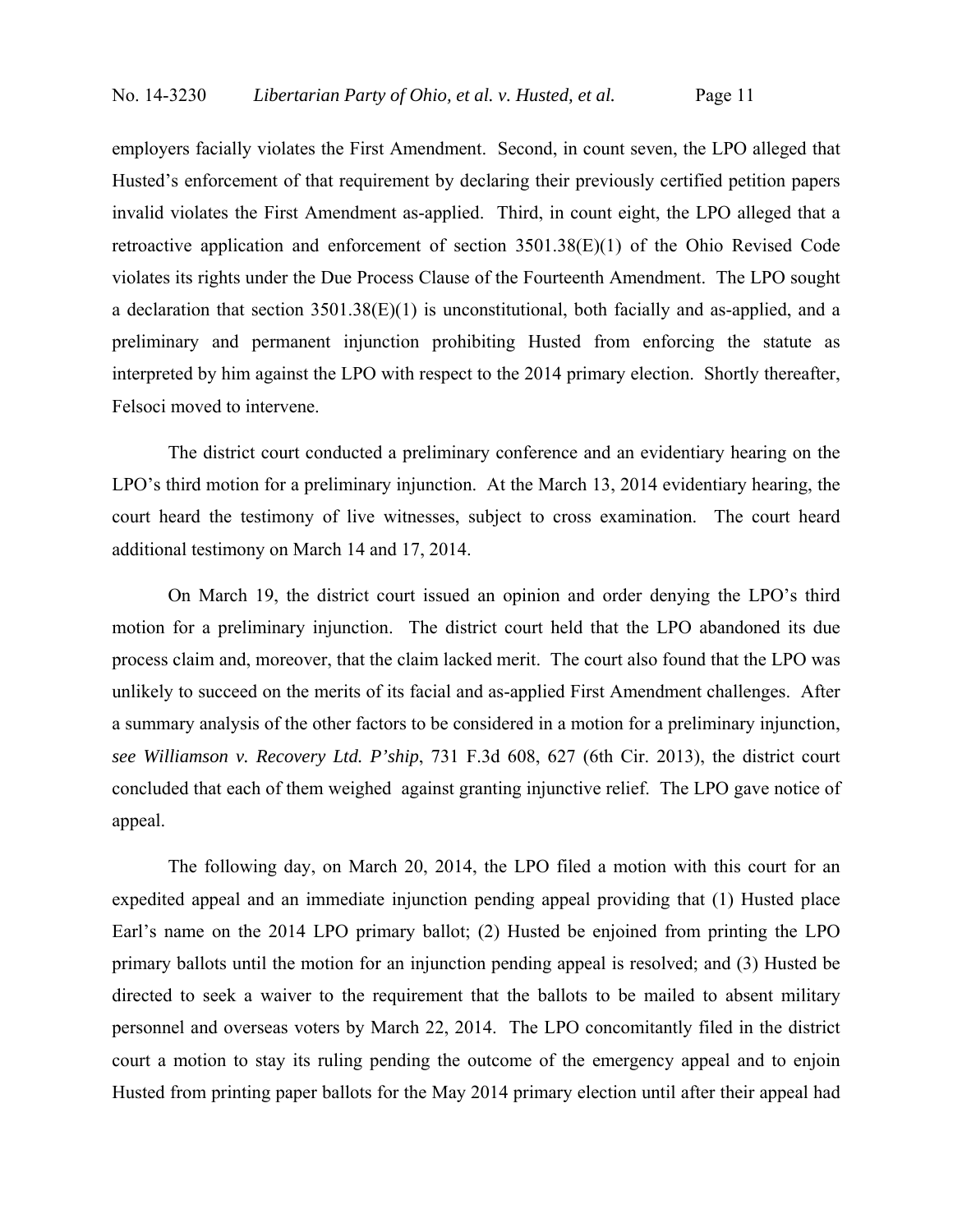employers facially violates the First Amendment. Second, in count seven, the LPO alleged that Husted's enforcement of that requirement by declaring their previously certified petition papers invalid violates the First Amendment as-applied. Third, in count eight, the LPO alleged that a retroactive application and enforcement of section 3501.38(E)(1) of the Ohio Revised Code violates its rights under the Due Process Clause of the Fourteenth Amendment. The LPO sought a declaration that section 3501.38(E)(1) is unconstitutional, both facially and as-applied, and a preliminary and permanent injunction prohibiting Husted from enforcing the statute as interpreted by him against the LPO with respect to the 2014 primary election. Shortly thereafter, Felsoci moved to intervene.

The district court conducted a preliminary conference and an evidentiary hearing on the LPO's third motion for a preliminary injunction. At the March 13, 2014 evidentiary hearing, the court heard the testimony of live witnesses, subject to cross examination. The court heard additional testimony on March 14 and 17, 2014.

On March 19, the district court issued an opinion and order denying the LPO's third motion for a preliminary injunction. The district court held that the LPO abandoned its due process claim and, moreover, that the claim lacked merit. The court also found that the LPO was unlikely to succeed on the merits of its facial and as-applied First Amendment challenges. After a summary analysis of the other factors to be considered in a motion for a preliminary injunction, *see Williamson v. Recovery Ltd. P'ship*, 731 F.3d 608, 627 (6th Cir. 2013), the district court concluded that each of them weighed against granting injunctive relief. The LPO gave notice of appeal.

The following day, on March 20, 2014, the LPO filed a motion with this court for an expedited appeal and an immediate injunction pending appeal providing that (1) Husted place Earl's name on the 2014 LPO primary ballot; (2) Husted be enjoined from printing the LPO primary ballots until the motion for an injunction pending appeal is resolved; and (3) Husted be directed to seek a waiver to the requirement that the ballots to be mailed to absent military personnel and overseas voters by March 22, 2014. The LPO concomitantly filed in the district court a motion to stay its ruling pending the outcome of the emergency appeal and to enjoin Husted from printing paper ballots for the May 2014 primary election until after their appeal had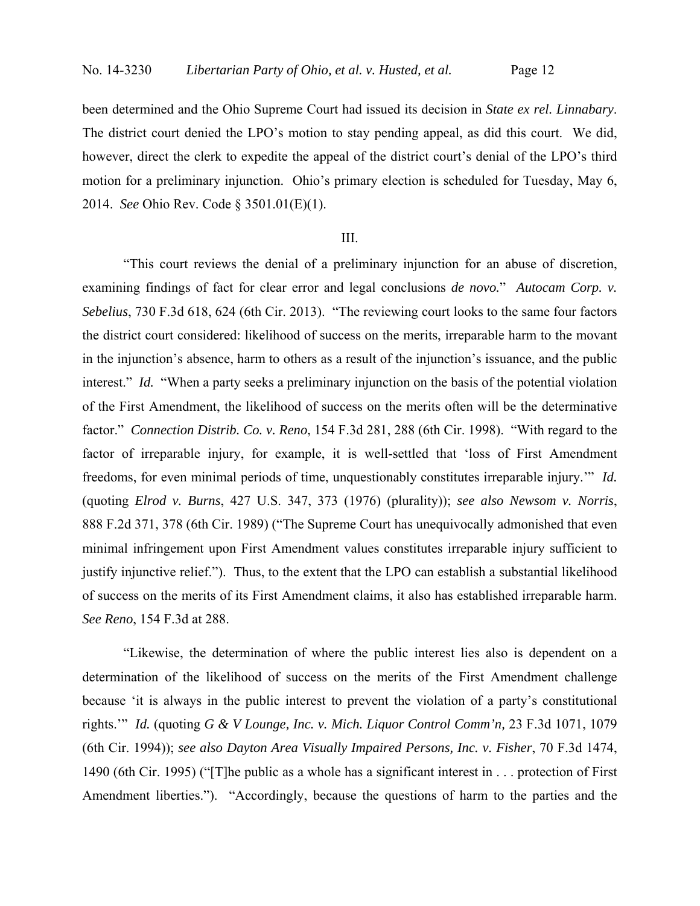been determined and the Ohio Supreme Court had issued its decision in *State ex rel. Linnabary*. The district court denied the LPO's motion to stay pending appeal, as did this court. We did, however, direct the clerk to expedite the appeal of the district court's denial of the LPO's third motion for a preliminary injunction. Ohio's primary election is scheduled for Tuesday, May 6, 2014. *See* Ohio Rev. Code § 3501.01(E)(1).

III.

"This court reviews the denial of a preliminary injunction for an abuse of discretion, examining findings of fact for clear error and legal conclusions *de novo.*" *Autocam Corp. v. Sebelius*, 730 F.3d 618, 624 (6th Cir. 2013). "The reviewing court looks to the same four factors the district court considered: likelihood of success on the merits, irreparable harm to the movant in the injunction's absence, harm to others as a result of the injunction's issuance, and the public interest." *Id.* "When a party seeks a preliminary injunction on the basis of the potential violation of the First Amendment, the likelihood of success on the merits often will be the determinative factor." *Connection Distrib. Co. v. Reno*, 154 F.3d 281, 288 (6th Cir. 1998). "With regard to the factor of irreparable injury, for example, it is well-settled that 'loss of First Amendment freedoms, for even minimal periods of time, unquestionably constitutes irreparable injury.'" *Id.* (quoting *Elrod v. Burns*, 427 U.S. 347, 373 (1976) (plurality)); *see also Newsom v. Norris*, 888 F.2d 371, 378 (6th Cir. 1989) ("The Supreme Court has unequivocally admonished that even minimal infringement upon First Amendment values constitutes irreparable injury sufficient to justify injunctive relief."). Thus, to the extent that the LPO can establish a substantial likelihood of success on the merits of its First Amendment claims, it also has established irreparable harm. *See Reno*, 154 F.3d at 288.

"Likewise, the determination of where the public interest lies also is dependent on a determination of the likelihood of success on the merits of the First Amendment challenge because 'it is always in the public interest to prevent the violation of a party's constitutional rights.'" *Id.* (quoting *G & V Lounge, Inc. v. Mich. Liquor Control Comm'n,* 23 F.3d 1071, 1079 (6th Cir. 1994)); *see also Dayton Area Visually Impaired Persons, Inc. v. Fisher*, 70 F.3d 1474, 1490 (6th Cir. 1995) ("[T]he public as a whole has a significant interest in . . . protection of First Amendment liberties."). "Accordingly, because the questions of harm to the parties and the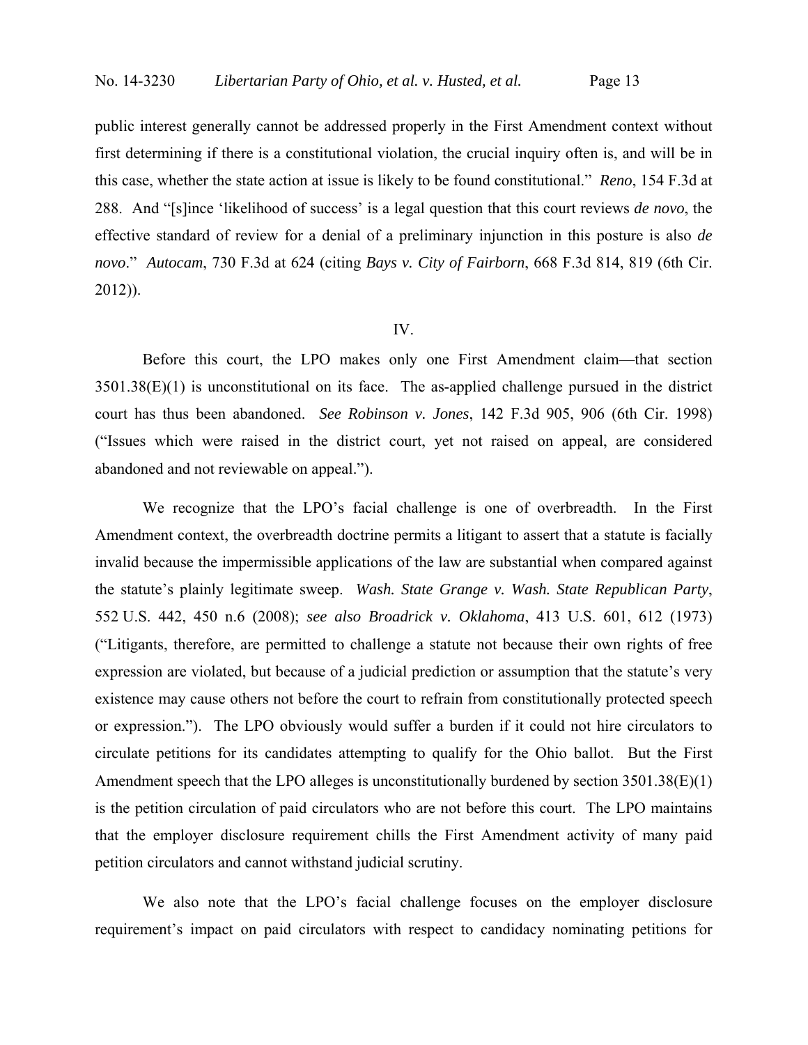public interest generally cannot be addressed properly in the First Amendment context without first determining if there is a constitutional violation, the crucial inquiry often is, and will be in this case, whether the state action at issue is likely to be found constitutional." *Reno*, 154 F.3d at 288. And "[s]ince 'likelihood of success' is a legal question that this court reviews *de novo*, the effective standard of review for a denial of a preliminary injunction in this posture is also *de novo*." *Autocam*, 730 F.3d at 624 (citing *Bays v. City of Fairborn*, 668 F.3d 814, 819 (6th Cir. 2012)).

## IV.

Before this court, the LPO makes only one First Amendment claim—that section 3501.38(E)(1) is unconstitutional on its face. The as-applied challenge pursued in the district court has thus been abandoned. *See Robinson v. Jones*, 142 F.3d 905, 906 (6th Cir. 1998) ("Issues which were raised in the district court, yet not raised on appeal, are considered abandoned and not reviewable on appeal.").

We recognize that the LPO's facial challenge is one of overbreadth. In the First Amendment context, the overbreadth doctrine permits a litigant to assert that a statute is facially invalid because the impermissible applications of the law are substantial when compared against the statute's plainly legitimate sweep. *Wash. State Grange v. Wash. State Republican Party*, 552 U.S. 442, 450 n.6 (2008); *see also Broadrick v. Oklahoma*, 413 U.S. 601, 612 (1973) ("Litigants, therefore, are permitted to challenge a statute not because their own rights of free expression are violated, but because of a judicial prediction or assumption that the statute's very existence may cause others not before the court to refrain from constitutionally protected speech or expression."). The LPO obviously would suffer a burden if it could not hire circulators to circulate petitions for its candidates attempting to qualify for the Ohio ballot. But the First Amendment speech that the LPO alleges is unconstitutionally burdened by section 3501.38(E)(1) is the petition circulation of paid circulators who are not before this court. The LPO maintains that the employer disclosure requirement chills the First Amendment activity of many paid petition circulators and cannot withstand judicial scrutiny.

We also note that the LPO's facial challenge focuses on the employer disclosure requirement's impact on paid circulators with respect to candidacy nominating petitions for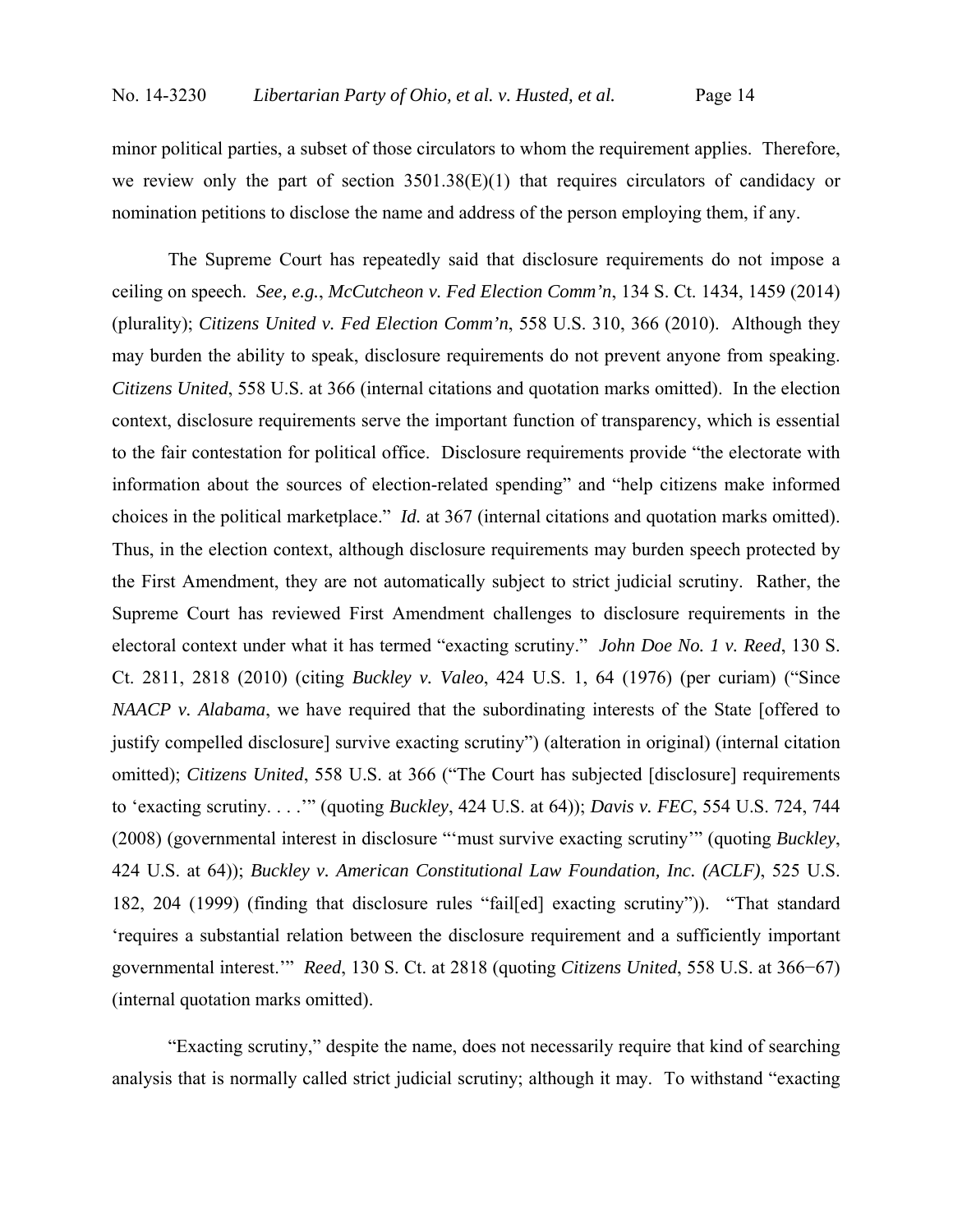minor political parties, a subset of those circulators to whom the requirement applies. Therefore, we review only the part of section 3501.38(E)(1) that requires circulators of candidacy or nomination petitions to disclose the name and address of the person employing them, if any.

The Supreme Court has repeatedly said that disclosure requirements do not impose a ceiling on speech. *See, e.g.*, *McCutcheon v. Fed Election Comm'n*, 134 S. Ct. 1434, 1459 (2014) (plurality); *Citizens United v. Fed Election Comm'n*, 558 U.S. 310, 366 (2010). Although they may burden the ability to speak, disclosure requirements do not prevent anyone from speaking. *Citizens United*, 558 U.S. at 366 (internal citations and quotation marks omitted). In the election context, disclosure requirements serve the important function of transparency, which is essential to the fair contestation for political office. Disclosure requirements provide "the electorate with information about the sources of election-related spending" and "help citizens make informed choices in the political marketplace." *Id.* at 367 (internal citations and quotation marks omitted). Thus, in the election context, although disclosure requirements may burden speech protected by the First Amendment, they are not automatically subject to strict judicial scrutiny. Rather, the Supreme Court has reviewed First Amendment challenges to disclosure requirements in the electoral context under what it has termed "exacting scrutiny." *John Doe No. 1 v. Reed*, 130 S. Ct. 2811, 2818 (2010) (citing *Buckley v. Valeo*, 424 U.S. 1, 64 (1976) (per curiam) ("Since *NAACP v. Alabama*, we have required that the subordinating interests of the State [offered to justify compelled disclosure] survive exacting scrutiny") (alteration in original) (internal citation omitted); *Citizens United*, 558 U.S. at 366 ("The Court has subjected [disclosure] requirements to 'exacting scrutiny. . . .'" (quoting *Buckley*, 424 U.S. at 64)); *Davis v. FEC*, 554 U.S. 724, 744 (2008) (governmental interest in disclosure "'must survive exacting scrutiny'" (quoting *Buckley*, 424 U.S. at 64)); *Buckley v. American Constitutional Law Foundation, Inc. (ACLF)*, 525 U.S. 182, 204 (1999) (finding that disclosure rules "fail[ed] exacting scrutiny")). "That standard 'requires a substantial relation between the disclosure requirement and a sufficiently important governmental interest.'" *Reed*, 130 S. Ct. at 2818 (quoting *Citizens United*, 558 U.S. at 366−67) (internal quotation marks omitted).

"Exacting scrutiny," despite the name, does not necessarily require that kind of searching analysis that is normally called strict judicial scrutiny; although it may. To withstand "exacting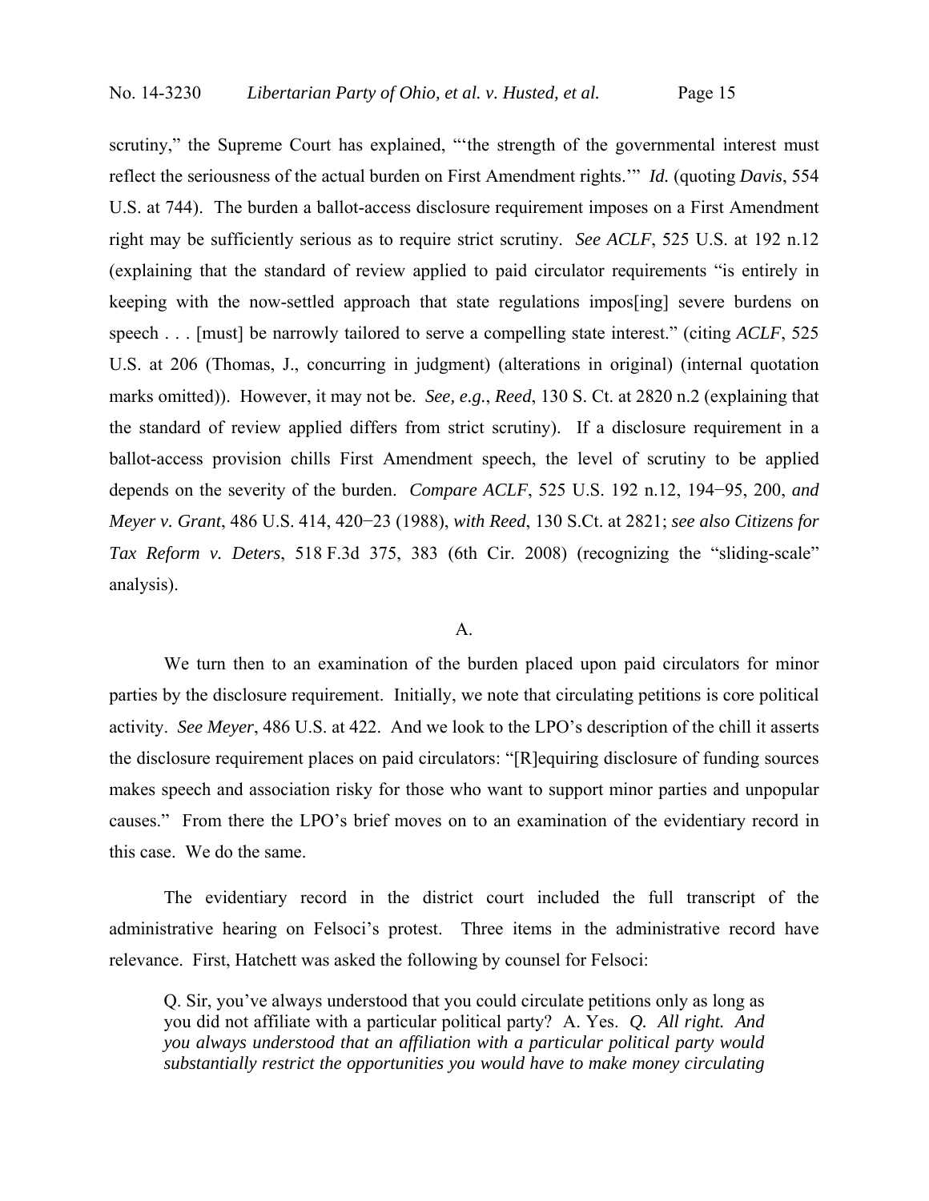scrutiny," the Supreme Court has explained, "'the strength of the governmental interest must reflect the seriousness of the actual burden on First Amendment rights.'" *Id.* (quoting *Davis*, 554 U.S. at 744). The burden a ballot-access disclosure requirement imposes on a First Amendment right may be sufficiently serious as to require strict scrutiny. *See ACLF*, 525 U.S. at 192 n.12 (explaining that the standard of review applied to paid circulator requirements "is entirely in keeping with the now-settled approach that state regulations impos[ing] severe burdens on speech . . . [must] be narrowly tailored to serve a compelling state interest." (citing *ACLF*, 525 U.S. at 206 (Thomas, J., concurring in judgment) (alterations in original) (internal quotation marks omitted)). However, it may not be. *See, e.g.*, *Reed*, 130 S. Ct. at 2820 n.2 (explaining that the standard of review applied differs from strict scrutiny). If a disclosure requirement in a ballot-access provision chills First Amendment speech, the level of scrutiny to be applied depends on the severity of the burden. *Compare ACLF*, 525 U.S. 192 n.12, 194−95, 200, *and Meyer v. Grant*, 486 U.S. 414, 420−23 (1988), *with Reed*, 130 S.Ct. at 2821; *see also Citizens for Tax Reform v. Deters*, 518 F.3d 375, 383 (6th Cir. 2008) (recognizing the "sliding-scale" analysis).

A.

We turn then to an examination of the burden placed upon paid circulators for minor parties by the disclosure requirement. Initially, we note that circulating petitions is core political activity. *See Meyer*, 486 U.S. at 422. And we look to the LPO's description of the chill it asserts the disclosure requirement places on paid circulators: "[R]equiring disclosure of funding sources makes speech and association risky for those who want to support minor parties and unpopular causes." From there the LPO's brief moves on to an examination of the evidentiary record in this case. We do the same.

The evidentiary record in the district court included the full transcript of the administrative hearing on Felsoci's protest. Three items in the administrative record have relevance. First, Hatchett was asked the following by counsel for Felsoci:

> Q. Sir, you've always understood that you could circulate petitions only as long as you did not affiliate with a particular political party? A. Yes. *Q. All right. And you always understood that an affiliation with a particular political party would substantially restrict the opportunities you would have to make money circulating*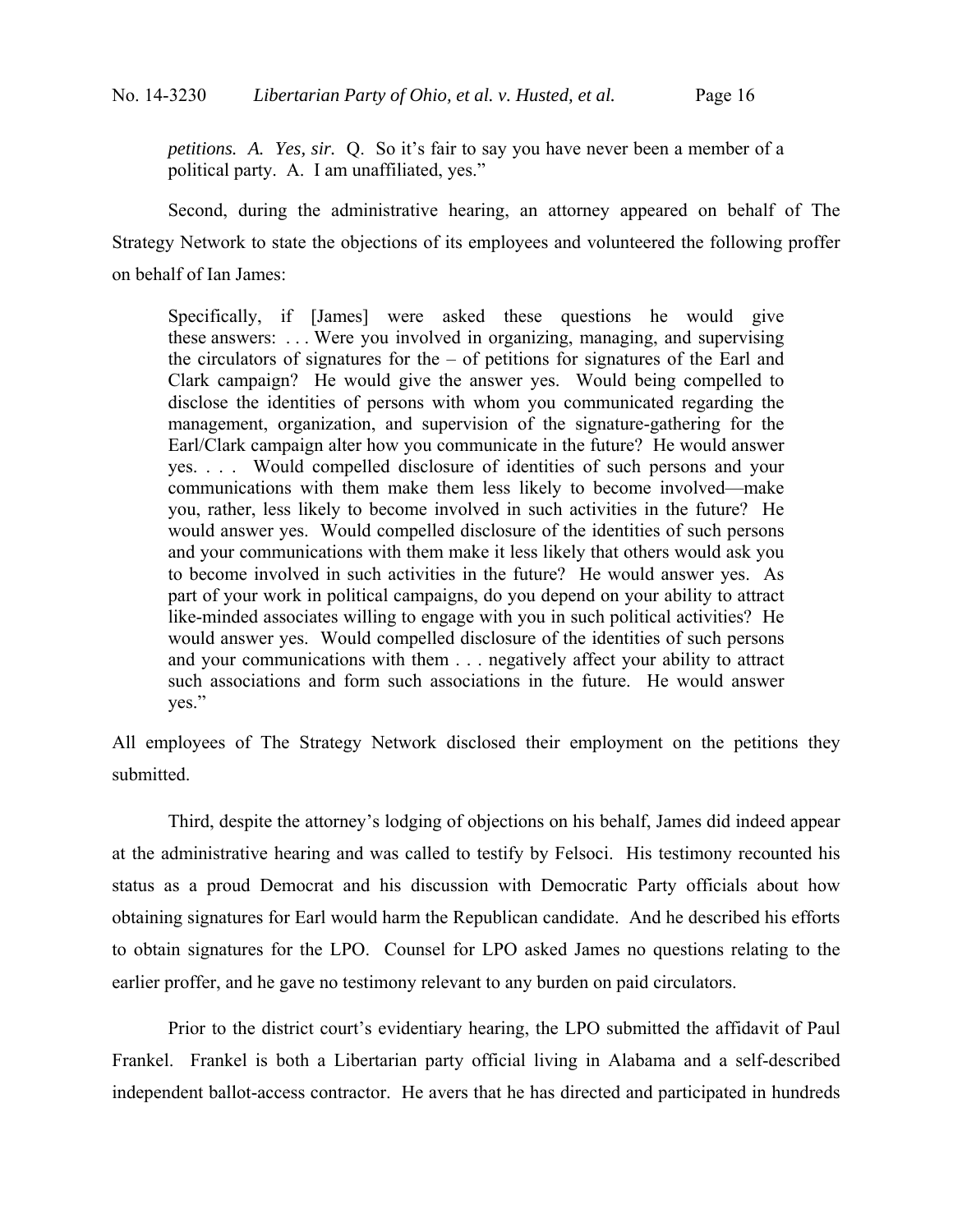*petitions. A. Yes, sir.* Q. So it's fair to say you have never been a member of a political party. A. I am unaffiliated, yes."

Second, during the administrative hearing, an attorney appeared on behalf of The Strategy Network to state the objections of its employees and volunteered the following proffer on behalf of Ian James:

> Specifically, if [James] were asked these questions he would give these answers: . . . Were you involved in organizing, managing, and supervising the circulators of signatures for the – of petitions for signatures of the Earl and Clark campaign? He would give the answer yes. Would being compelled to disclose the identities of persons with whom you communicated regarding the management, organization, and supervision of the signature-gathering for the Earl/Clark campaign alter how you communicate in the future? He would answer yes. . . . Would compelled disclosure of identities of such persons and your communications with them make them less likely to become involved—make you, rather, less likely to become involved in such activities in the future? He would answer yes. Would compelled disclosure of the identities of such persons and your communications with them make it less likely that others would ask you to become involved in such activities in the future? He would answer yes. As part of your work in political campaigns, do you depend on your ability to attract like-minded associates willing to engage with you in such political activities? He would answer yes. Would compelled disclosure of the identities of such persons and your communications with them . . . negatively affect your ability to attract such associations and form such associations in the future. He would answer yes."

All employees of The Strategy Network disclosed their employment on the petitions they submitted.

Third, despite the attorney's lodging of objections on his behalf, James did indeed appear at the administrative hearing and was called to testify by Felsoci. His testimony recounted his status as a proud Democrat and his discussion with Democratic Party officials about how obtaining signatures for Earl would harm the Republican candidate. And he described his efforts to obtain signatures for the LPO. Counsel for LPO asked James no questions relating to the earlier proffer, and he gave no testimony relevant to any burden on paid circulators.

Prior to the district court's evidentiary hearing, the LPO submitted the affidavit of Paul Frankel. Frankel is both a Libertarian party official living in Alabama and a self-described independent ballot-access contractor. He avers that he has directed and participated in hundreds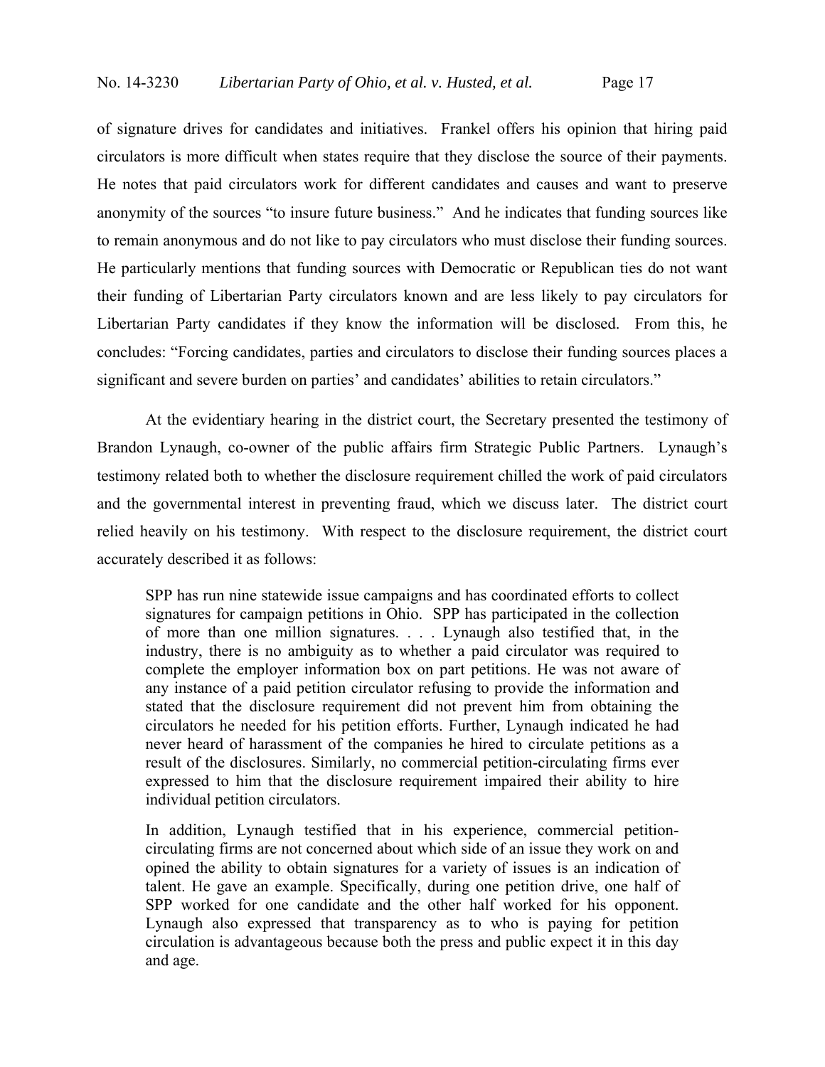of signature drives for candidates and initiatives. Frankel offers his opinion that hiring paid circulators is more difficult when states require that they disclose the source of their payments. He notes that paid circulators work for different candidates and causes and want to preserve anonymity of the sources "to insure future business." And he indicates that funding sources like to remain anonymous and do not like to pay circulators who must disclose their funding sources. He particularly mentions that funding sources with Democratic or Republican ties do not want their funding of Libertarian Party circulators known and are less likely to pay circulators for Libertarian Party candidates if they know the information will be disclosed. From this, he concludes: "Forcing candidates, parties and circulators to disclose their funding sources places a significant and severe burden on parties' and candidates' abilities to retain circulators."

At the evidentiary hearing in the district court, the Secretary presented the testimony of Brandon Lynaugh, co-owner of the public affairs firm Strategic Public Partners. Lynaugh's testimony related both to whether the disclosure requirement chilled the work of paid circulators and the governmental interest in preventing fraud, which we discuss later. The district court relied heavily on his testimony. With respect to the disclosure requirement, the district court accurately described it as follows:

> SPP has run nine statewide issue campaigns and has coordinated efforts to collect signatures for campaign petitions in Ohio. SPP has participated in the collection of more than one million signatures. . . . Lynaugh also testified that, in the industry, there is no ambiguity as to whether a paid circulator was required to complete the employer information box on part petitions. He was not aware of any instance of a paid petition circulator refusing to provide the information and stated that the disclosure requirement did not prevent him from obtaining the circulators he needed for his petition efforts. Further, Lynaugh indicated he had never heard of harassment of the companies he hired to circulate petitions as a result of the disclosures. Similarly, no commercial petition-circulating firms ever expressed to him that the disclosure requirement impaired their ability to hire individual petition circulators.
>
> In addition, Lynaugh testified that in his experience, commercial petition-circulating firms are not concerned about which side of an issue they work on and opined the ability to obtain signatures for a variety of issues is an indication of talent. He gave an example. Specifically, during one petition drive, one half of SPP worked for one candidate and the other half worked for his opponent. Lynaugh also expressed that transparency as to who is paying for petition circulation is advantageous because both the press and public expect it in this day and age.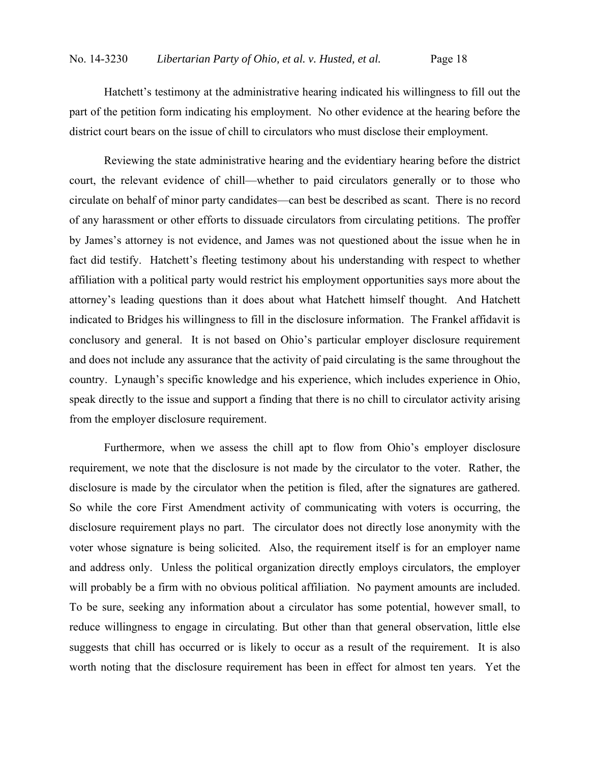Hatchett's testimony at the administrative hearing indicated his willingness to fill out the part of the petition form indicating his employment. No other evidence at the hearing before the district court bears on the issue of chill to circulators who must disclose their employment.

Reviewing the state administrative hearing and the evidentiary hearing before the district court, the relevant evidence of chill—whether to paid circulators generally or to those who circulate on behalf of minor party candidates—can best be described as scant. There is no record of any harassment or other efforts to dissuade circulators from circulating petitions. The proffer by James's attorney is not evidence, and James was not questioned about the issue when he in fact did testify. Hatchett's fleeting testimony about his understanding with respect to whether affiliation with a political party would restrict his employment opportunities says more about the attorney's leading questions than it does about what Hatchett himself thought. And Hatchett indicated to Bridges his willingness to fill in the disclosure information. The Frankel affidavit is conclusory and general. It is not based on Ohio's particular employer disclosure requirement and does not include any assurance that the activity of paid circulating is the same throughout the country. Lynaugh's specific knowledge and his experience, which includes experience in Ohio, speak directly to the issue and support a finding that there is no chill to circulator activity arising from the employer disclosure requirement.

Furthermore, when we assess the chill apt to flow from Ohio's employer disclosure requirement, we note that the disclosure is not made by the circulator to the voter. Rather, the disclosure is made by the circulator when the petition is filed, after the signatures are gathered. So while the core First Amendment activity of communicating with voters is occurring, the disclosure requirement plays no part. The circulator does not directly lose anonymity with the voter whose signature is being solicited. Also, the requirement itself is for an employer name and address only. Unless the political organization directly employs circulators, the employer will probably be a firm with no obvious political affiliation. No payment amounts are included. To be sure, seeking any information about a circulator has some potential, however small, to reduce willingness to engage in circulating. But other than that general observation, little else suggests that chill has occurred or is likely to occur as a result of the requirement. It is also worth noting that the disclosure requirement has been in effect for almost ten years. Yet the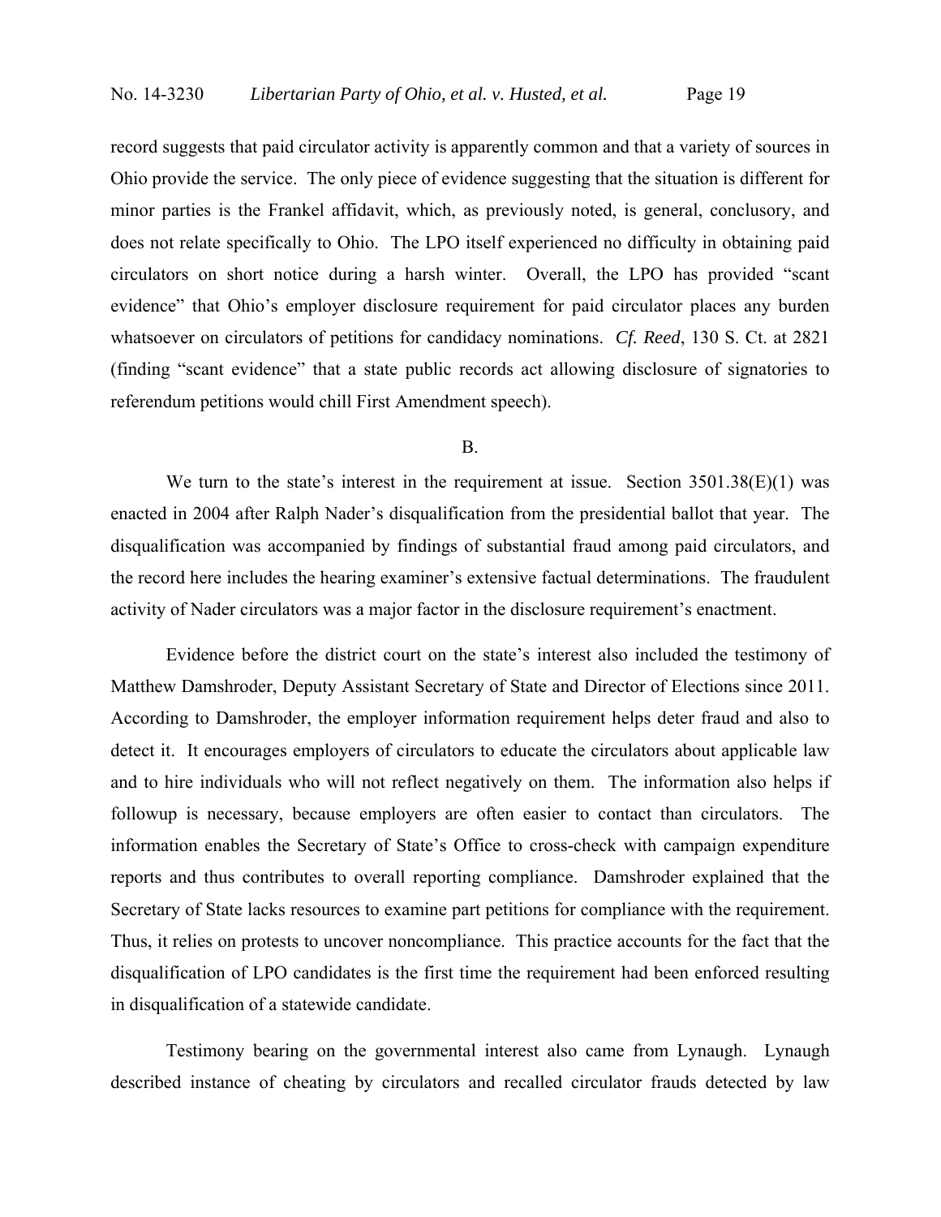record suggests that paid circulator activity is apparently common and that a variety of sources in Ohio provide the service. The only piece of evidence suggesting that the situation is different for minor parties is the Frankel affidavit, which, as previously noted, is general, conclusory, and does not relate specifically to Ohio. The LPO itself experienced no difficulty in obtaining paid circulators on short notice during a harsh winter. Overall, the LPO has provided "scant evidence" that Ohio's employer disclosure requirement for paid circulator places any burden whatsoever on circulators of petitions for candidacy nominations. *Cf. Reed*, 130 S. Ct. at 2821 (finding "scant evidence" that a state public records act allowing disclosure of signatories to referendum petitions would chill First Amendment speech).

B.

We turn to the state's interest in the requirement at issue. Section 3501.38(E)(1) was enacted in 2004 after Ralph Nader's disqualification from the presidential ballot that year. The disqualification was accompanied by findings of substantial fraud among paid circulators, and the record here includes the hearing examiner's extensive factual determinations. The fraudulent activity of Nader circulators was a major factor in the disclosure requirement's enactment.

Evidence before the district court on the state's interest also included the testimony of Matthew Damshroder, Deputy Assistant Secretary of State and Director of Elections since 2011. According to Damshroder, the employer information requirement helps deter fraud and also to detect it. It encourages employers of circulators to educate the circulators about applicable law and to hire individuals who will not reflect negatively on them. The information also helps if followup is necessary, because employers are often easier to contact than circulators. The information enables the Secretary of State's Office to cross-check with campaign expenditure reports and thus contributes to overall reporting compliance. Damshroder explained that the Secretary of State lacks resources to examine part petitions for compliance with the requirement. Thus, it relies on protests to uncover noncompliance. This practice accounts for the fact that the disqualification of LPO candidates is the first time the requirement had been enforced resulting in disqualification of a statewide candidate.

Testimony bearing on the governmental interest also came from Lynaugh. Lynaugh described instance of cheating by circulators and recalled circulator frauds detected by law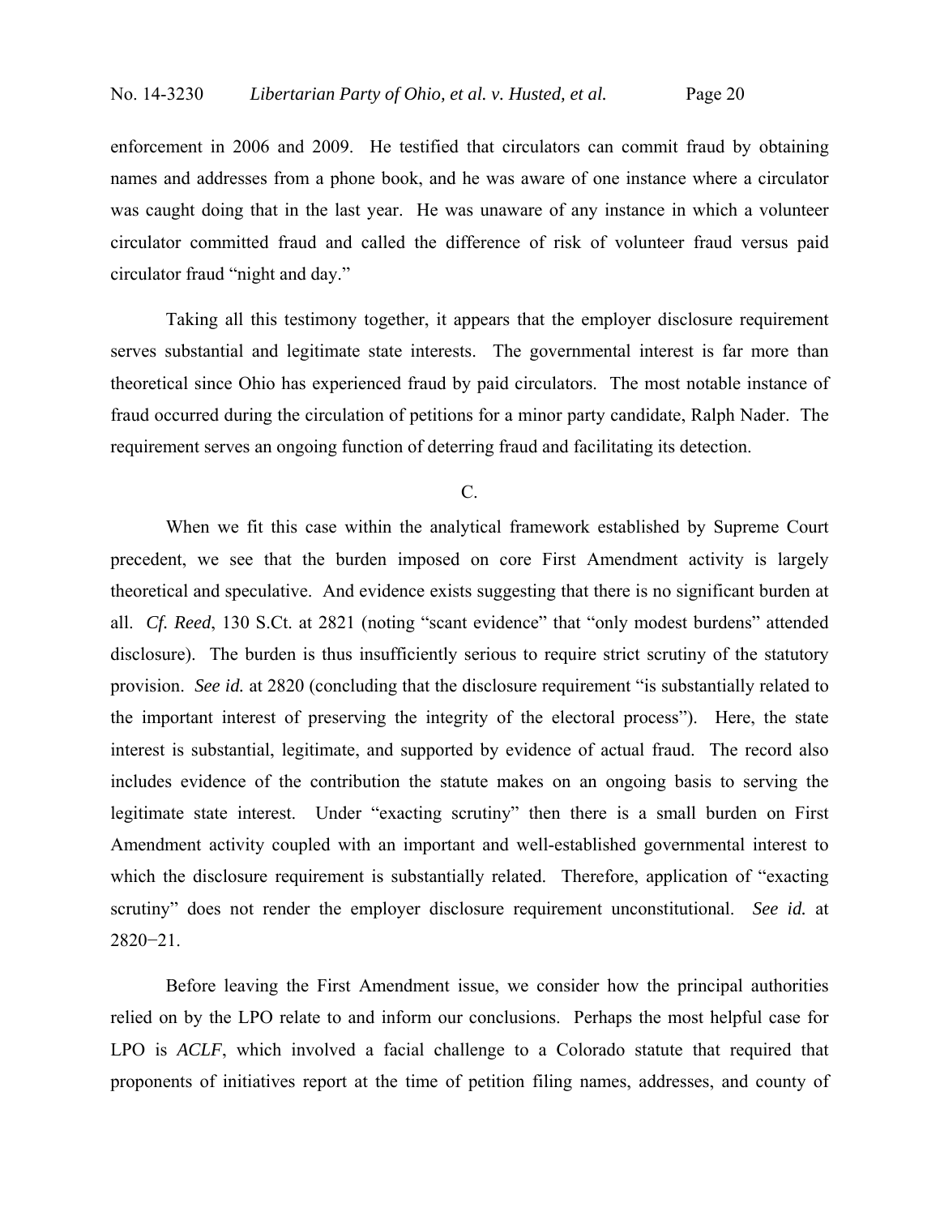enforcement in 2006 and 2009. He testified that circulators can commit fraud by obtaining names and addresses from a phone book, and he was aware of one instance where a circulator was caught doing that in the last year. He was unaware of any instance in which a volunteer circulator committed fraud and called the difference of risk of volunteer fraud versus paid circulator fraud "night and day."

Taking all this testimony together, it appears that the employer disclosure requirement serves substantial and legitimate state interests. The governmental interest is far more than theoretical since Ohio has experienced fraud by paid circulators. The most notable instance of fraud occurred during the circulation of petitions for a minor party candidate, Ralph Nader. The requirement serves an ongoing function of deterring fraud and facilitating its detection.

C.

When we fit this case within the analytical framework established by Supreme Court precedent, we see that the burden imposed on core First Amendment activity is largely theoretical and speculative. And evidence exists suggesting that there is no significant burden at all. *Cf. Reed*, 130 S.Ct. at 2821 (noting "scant evidence" that "only modest burdens" attended disclosure). The burden is thus insufficiently serious to require strict scrutiny of the statutory provision. *See id.* at 2820 (concluding that the disclosure requirement "is substantially related to the important interest of preserving the integrity of the electoral process"). Here, the state interest is substantial, legitimate, and supported by evidence of actual fraud. The record also includes evidence of the contribution the statute makes on an ongoing basis to serving the legitimate state interest. Under "exacting scrutiny" then there is a small burden on First Amendment activity coupled with an important and well-established governmental interest to which the disclosure requirement is substantially related. Therefore, application of "exacting scrutiny" does not render the employer disclosure requirement unconstitutional. *See id.* at 2820‒21.

Before leaving the First Amendment issue, we consider how the principal authorities relied on by the LPO relate to and inform our conclusions. Perhaps the most helpful case for LPO is *ACLF*, which involved a facial challenge to a Colorado statute that required that proponents of initiatives report at the time of petition filing names, addresses, and county of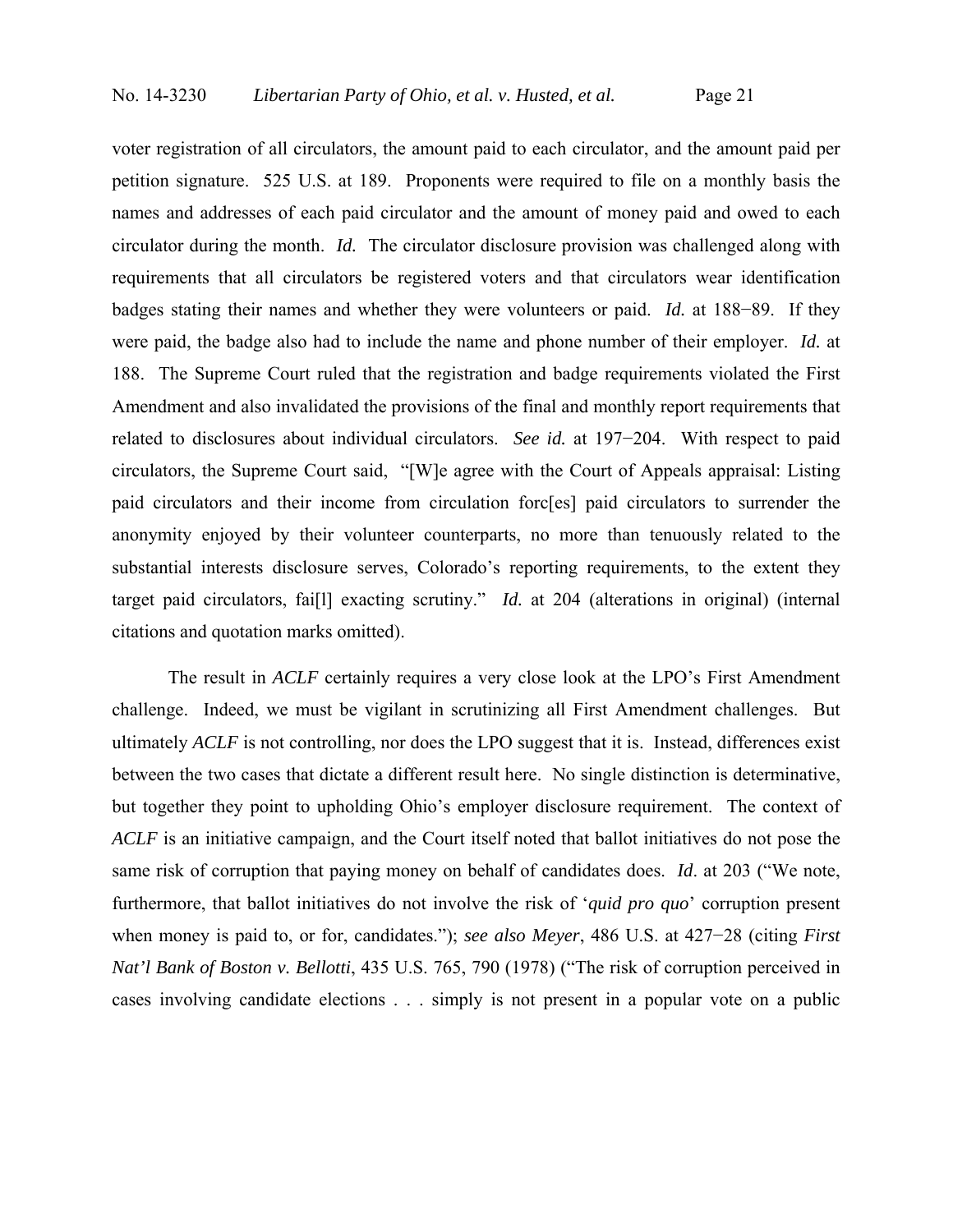voter registration of all circulators, the amount paid to each circulator, and the amount paid per petition signature. 525 U.S. at 189. Proponents were required to file on a monthly basis the names and addresses of each paid circulator and the amount of money paid and owed to each circulator during the month. *Id.* The circulator disclosure provision was challenged along with requirements that all circulators be registered voters and that circulators wear identification badges stating their names and whether they were volunteers or paid. *Id.* at 188−89. If they were paid, the badge also had to include the name and phone number of their employer. *Id.* at 188. The Supreme Court ruled that the registration and badge requirements violated the First Amendment and also invalidated the provisions of the final and monthly report requirements that related to disclosures about individual circulators. *See id.* at 197−204. With respect to paid circulators, the Supreme Court said, "[W]e agree with the Court of Appeals appraisal: Listing paid circulators and their income from circulation forc[es] paid circulators to surrender the anonymity enjoyed by their volunteer counterparts, no more than tenuously related to the substantial interests disclosure serves, Colorado's reporting requirements, to the extent they target paid circulators, fai[l] exacting scrutiny." *Id.* at 204 (alterations in original) (internal citations and quotation marks omitted).

The result in *ACLF* certainly requires a very close look at the LPO's First Amendment challenge. Indeed, we must be vigilant in scrutinizing all First Amendment challenges. But ultimately *ACLF* is not controlling, nor does the LPO suggest that it is. Instead, differences exist between the two cases that dictate a different result here. No single distinction is determinative, but together they point to upholding Ohio's employer disclosure requirement. The context of *ACLF* is an initiative campaign, and the Court itself noted that ballot initiatives do not pose the same risk of corruption that paying money on behalf of candidates does. *Id*. at 203 ("We note, furthermore, that ballot initiatives do not involve the risk of '*quid pro quo*' corruption present when money is paid to, or for, candidates."); *see also Meyer*, 486 U.S. at 427−28 (citing *First Nat'l Bank of Boston v. Bellotti*, 435 U.S. 765, 790 (1978) ("The risk of corruption perceived in cases involving candidate elections . . . simply is not present in a popular vote on a public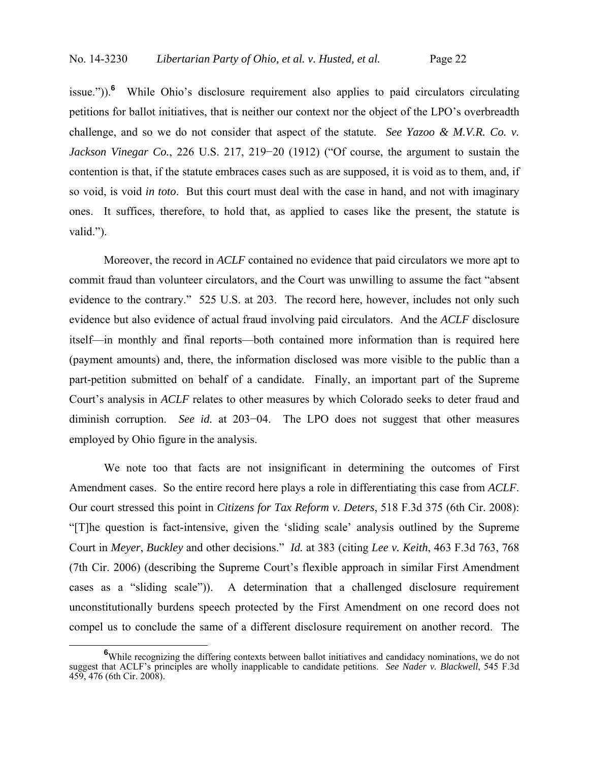issue.")).[6] While Ohio's disclosure requirement also applies to paid circulators circulating petitions for ballot initiatives, that is neither our context nor the object of the LPO's overbreadth challenge, and so we do not consider that aspect of the statute. *See Yazoo & M.V.R. Co. v. Jackson Vinegar Co.*, 226 U.S. 217, 219−20 (1912) ("Of course, the argument to sustain the contention is that, if the statute embraces cases such as are supposed, it is void as to them, and, if so void, is void *in toto*. But this court must deal with the case in hand, and not with imaginary ones. It suffices, therefore, to hold that, as applied to cases like the present, the statute is valid.").

Moreover, the record in *ACLF* contained no evidence that paid circulators we more apt to commit fraud than volunteer circulators, and the Court was unwilling to assume the fact "absent evidence to the contrary." 525 U.S. at 203. The record here, however, includes not only such evidence but also evidence of actual fraud involving paid circulators. And the *ACLF* disclosure itself—in monthly and final reports—both contained more information than is required here (payment amounts) and, there, the information disclosed was more visible to the public than a part-petition submitted on behalf of a candidate. Finally, an important part of the Supreme Court's analysis in *ACLF* relates to other measures by which Colorado seeks to deter fraud and diminish corruption. *See id.* at 203−04. The LPO does not suggest that other measures employed by Ohio figure in the analysis.

We note too that facts are not insignificant in determining the outcomes of First Amendment cases. So the entire record here plays a role in differentiating this case from *ACLF*. Our court stressed this point in *Citizens for Tax Reform v. Deters*, 518 F.3d 375 (6th Cir. 2008): "[T]he question is fact-intensive, given the 'sliding scale' analysis outlined by the Supreme Court in *Meyer*, *Buckley* and other decisions." *Id.* at 383 (citing *Lee v. Keith*, 463 F.3d 763, 768 (7th Cir. 2006) (describing the Supreme Court's flexible approach in similar First Amendment cases as a "sliding scale")). A determination that a challenged disclosure requirement unconstitutionally burdens speech protected by the First Amendment on one record does not compel us to conclude the same of a different disclosure requirement on another record. The

[6]While recognizing the differing contexts between ballot initiatives and candidacy nominations, we do not suggest that ACLF's principles are wholly inapplicable to candidate petitions. *See Nader v. Blackwell*, 545 F.3d 459, 476 (6th Cir. 2008).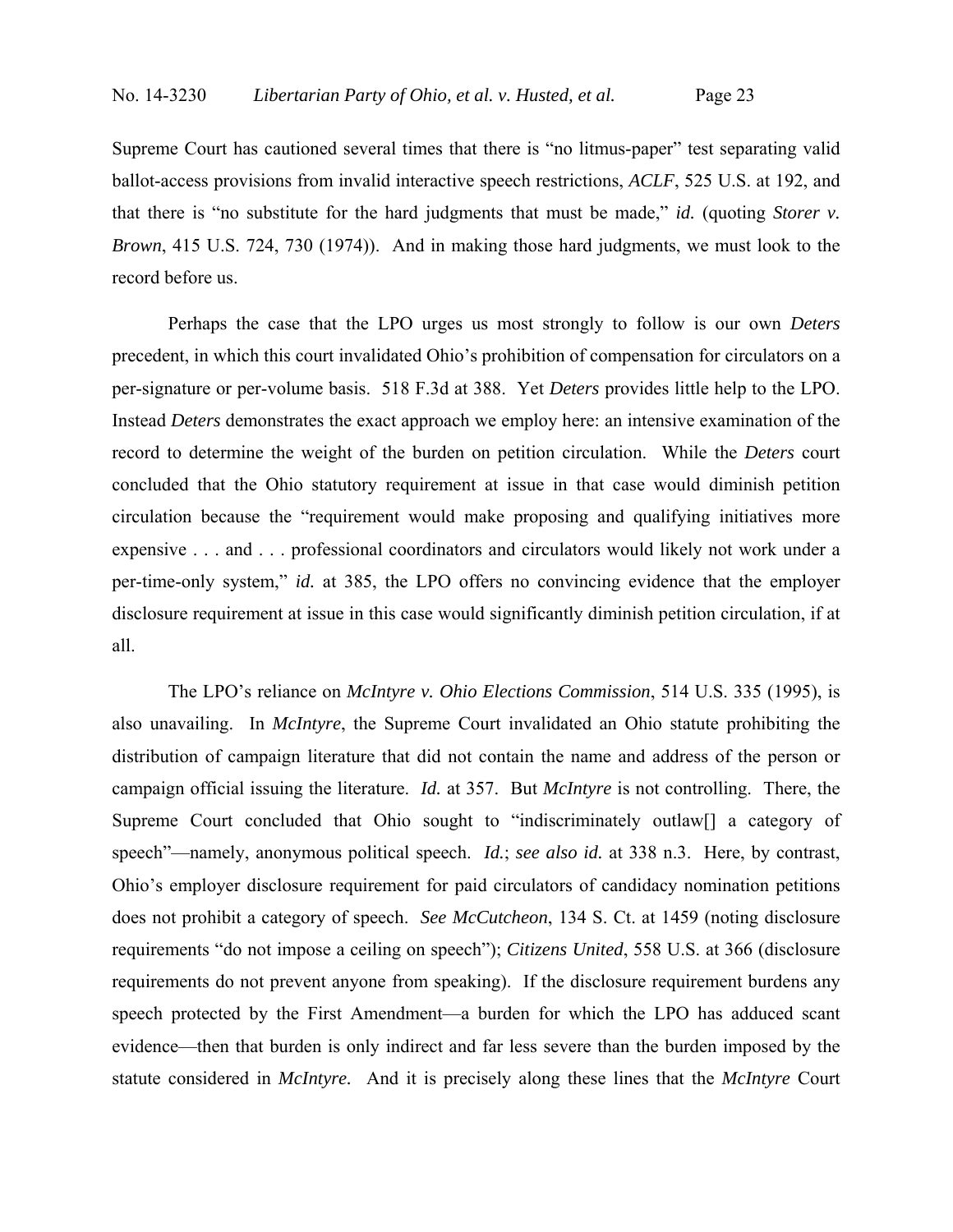Supreme Court has cautioned several times that there is "no litmus-paper" test separating valid ballot-access provisions from invalid interactive speech restrictions, *ACLF*, 525 U.S. at 192, and that there is "no substitute for the hard judgments that must be made," *id.* (quoting *Storer v. Brown*, 415 U.S. 724, 730 (1974)). And in making those hard judgments, we must look to the record before us.

Perhaps the case that the LPO urges us most strongly to follow is our own *Deters* precedent, in which this court invalidated Ohio's prohibition of compensation for circulators on a per-signature or per-volume basis. 518 F.3d at 388. Yet *Deters* provides little help to the LPO. Instead *Deters* demonstrates the exact approach we employ here: an intensive examination of the record to determine the weight of the burden on petition circulation. While the *Deters* court concluded that the Ohio statutory requirement at issue in that case would diminish petition circulation because the "requirement would make proposing and qualifying initiatives more expensive . . . and . . . professional coordinators and circulators would likely not work under a per-time-only system," *id.* at 385, the LPO offers no convincing evidence that the employer disclosure requirement at issue in this case would significantly diminish petition circulation, if at all.

The LPO's reliance on *McIntyre v. Ohio Elections Commission*, 514 U.S. 335 (1995), is also unavailing. In *McIntyre*, the Supreme Court invalidated an Ohio statute prohibiting the distribution of campaign literature that did not contain the name and address of the person or campaign official issuing the literature. *Id.* at 357. But *McIntyre* is not controlling. There, the Supreme Court concluded that Ohio sought to "indiscriminately outlaw[] a category of speech"—namely, anonymous political speech. *Id.*; *see also id.* at 338 n.3. Here, by contrast, Ohio's employer disclosure requirement for paid circulators of candidacy nomination petitions does not prohibit a category of speech. *See McCutcheon*, 134 S. Ct. at 1459 (noting disclosure requirements "do not impose a ceiling on speech"); *Citizens United*, 558 U.S. at 366 (disclosure requirements do not prevent anyone from speaking). If the disclosure requirement burdens any speech protected by the First Amendment—a burden for which the LPO has adduced scant evidence—then that burden is only indirect and far less severe than the burden imposed by the statute considered in *McIntyre*. And it is precisely along these lines that the *McIntyre* Court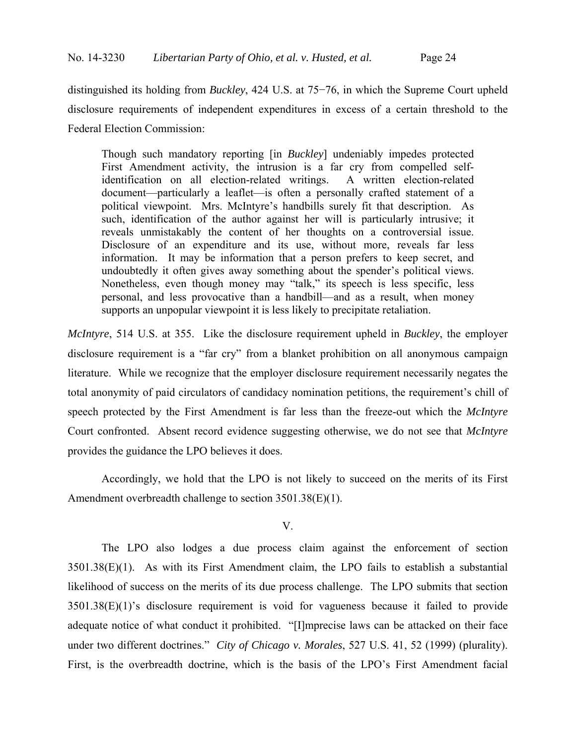distinguished its holding from *Buckley*, 424 U.S. at 75−76, in which the Supreme Court upheld disclosure requirements of independent expenditures in excess of a certain threshold to the Federal Election Commission:

> Though such mandatory reporting [in *Buckley*] undeniably impedes protected First Amendment activity, the intrusion is a far cry from compelled self-identification on all election-related writings. A written election-related document—particularly a leaflet—is often a personally crafted statement of a political viewpoint. Mrs. McIntyre's handbills surely fit that description. As such, identification of the author against her will is particularly intrusive; it reveals unmistakably the content of her thoughts on a controversial issue. Disclosure of an expenditure and its use, without more, reveals far less information. It may be information that a person prefers to keep secret, and undoubtedly it often gives away something about the spender's political views. Nonetheless, even though money may "talk," its speech is less specific, less personal, and less provocative than a handbill—and as a result, when money supports an unpopular viewpoint it is less likely to precipitate retaliation.

*McIntyre*, 514 U.S. at 355. Like the disclosure requirement upheld in *Buckley*, the employer disclosure requirement is a "far cry" from a blanket prohibition on all anonymous campaign literature. While we recognize that the employer disclosure requirement necessarily negates the total anonymity of paid circulators of candidacy nomination petitions, the requirement's chill of speech protected by the First Amendment is far less than the freeze-out which the *McIntyre* Court confronted. Absent record evidence suggesting otherwise, we do not see that *McIntyre* provides the guidance the LPO believes it does.

Accordingly, we hold that the LPO is not likely to succeed on the merits of its First Amendment overbreadth challenge to section 3501.38(E)(1).

## V.

The LPO also lodges a due process claim against the enforcement of section 3501.38(E)(1). As with its First Amendment claim, the LPO fails to establish a substantial likelihood of success on the merits of its due process challenge. The LPO submits that section 3501.38(E)(1)'s disclosure requirement is void for vagueness because it failed to provide adequate notice of what conduct it prohibited. "[I]mprecise laws can be attacked on their face under two different doctrines." *City of Chicago v. Morales*, 527 U.S. 41, 52 (1999) (plurality). First, is the overbreadth doctrine, which is the basis of the LPO's First Amendment facial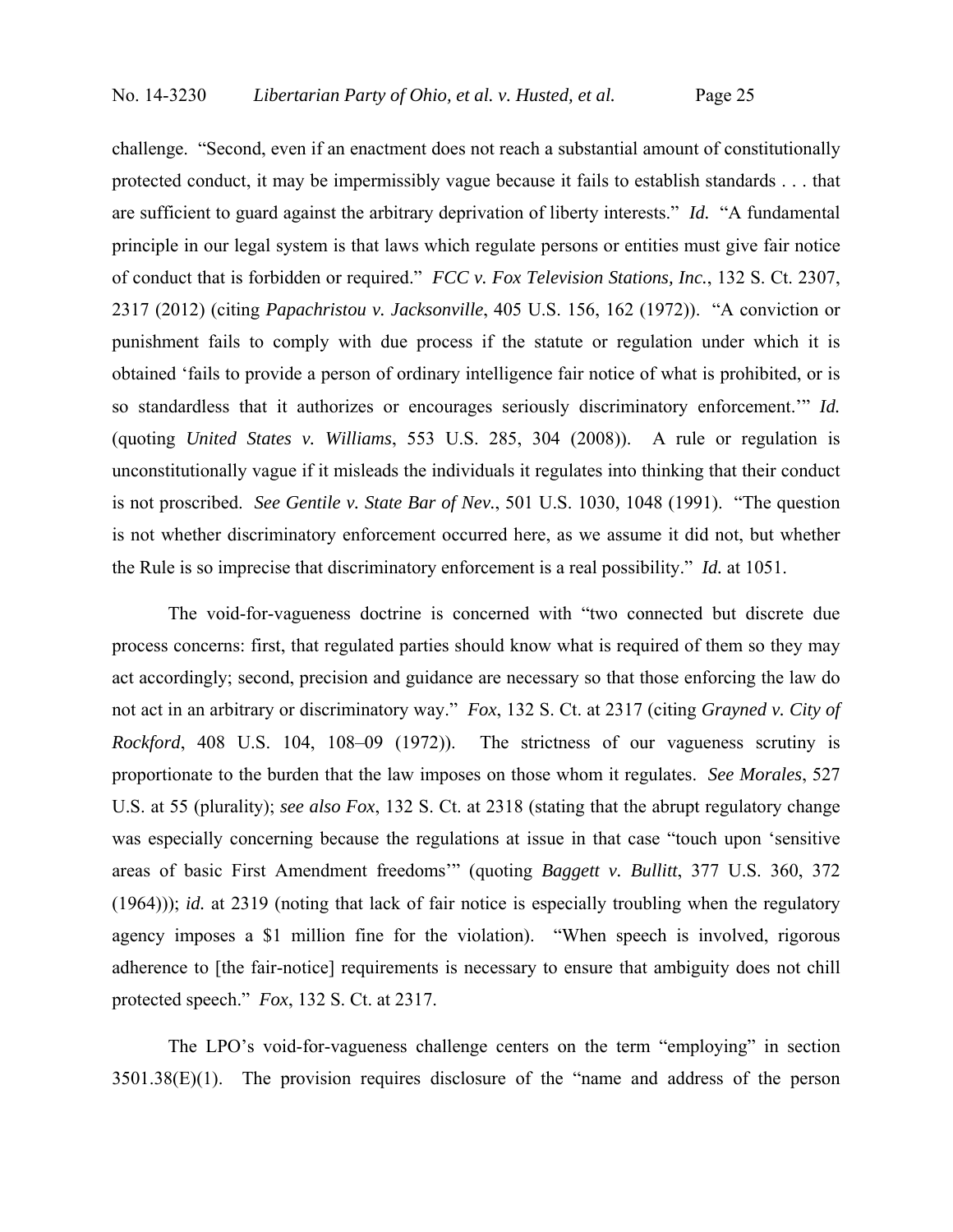challenge. "Second, even if an enactment does not reach a substantial amount of constitutionally protected conduct, it may be impermissibly vague because it fails to establish standards . . . that are sufficient to guard against the arbitrary deprivation of liberty interests." *Id.* "A fundamental principle in our legal system is that laws which regulate persons or entities must give fair notice of conduct that is forbidden or required." *FCC v. Fox Television Stations, Inc.*, 132 S. Ct. 2307, 2317 (2012) (citing *Papachristou v. Jacksonville*, 405 U.S. 156, 162 (1972)). "A conviction or punishment fails to comply with due process if the statute or regulation under which it is obtained 'fails to provide a person of ordinary intelligence fair notice of what is prohibited, or is so standardless that it authorizes or encourages seriously discriminatory enforcement.'" *Id.* (quoting *United States v. Williams*, 553 U.S. 285, 304 (2008)). A rule or regulation is unconstitutionally vague if it misleads the individuals it regulates into thinking that their conduct is not proscribed. *See Gentile v. State Bar of Nev.*, 501 U.S. 1030, 1048 (1991). "The question is not whether discriminatory enforcement occurred here, as we assume it did not, but whether the Rule is so imprecise that discriminatory enforcement is a real possibility." *Id.* at 1051.

The void-for-vagueness doctrine is concerned with "two connected but discrete due process concerns: first, that regulated parties should know what is required of them so they may act accordingly; second, precision and guidance are necessary so that those enforcing the law do not act in an arbitrary or discriminatory way." *Fox*, 132 S. Ct. at 2317 (citing *Grayned v. City of Rockford*, 408 U.S. 104, 108–09 (1972)). The strictness of our vagueness scrutiny is proportionate to the burden that the law imposes on those whom it regulates. *See Morales*, 527 U.S. at 55 (plurality); *see also Fox*, 132 S. Ct. at 2318 (stating that the abrupt regulatory change was especially concerning because the regulations at issue in that case "touch upon 'sensitive areas of basic First Amendment freedoms'" (quoting *Baggett v. Bullitt*, 377 U.S. 360, 372 (1964))); *id.* at 2319 (noting that lack of fair notice is especially troubling when the regulatory agency imposes a \$1 million fine for the violation). "When speech is involved, rigorous adherence to [the fair-notice] requirements is necessary to ensure that ambiguity does not chill protected speech." *Fox*, 132 S. Ct. at 2317.

The LPO's void-for-vagueness challenge centers on the term "employing" in section 3501.38(E)(1). The provision requires disclosure of the "name and address of the person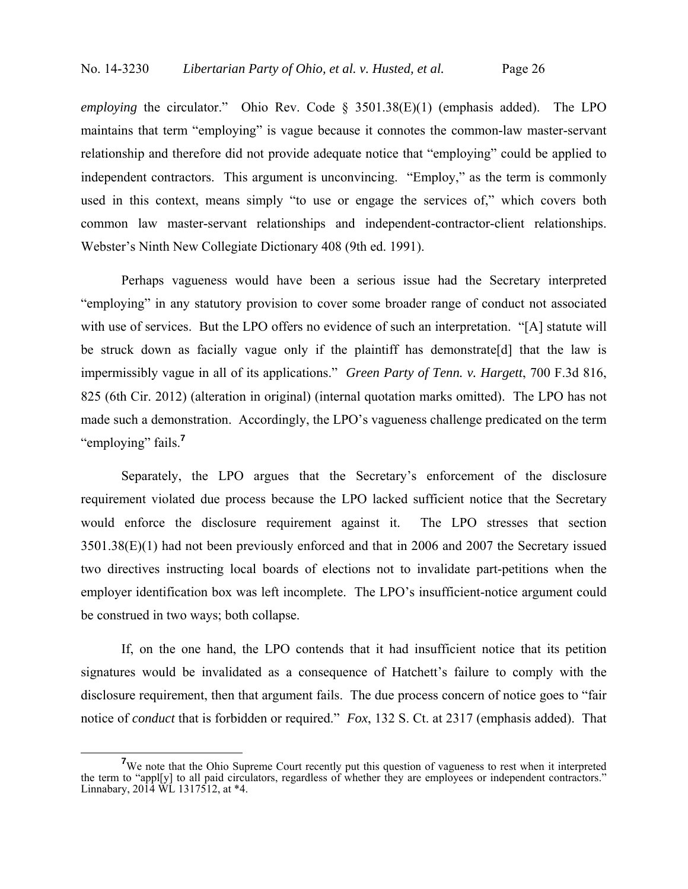*employing* the circulator." Ohio Rev. Code § 3501.38(E)(1) (emphasis added). The LPO maintains that term "employing" is vague because it connotes the common-law master-servant relationship and therefore did not provide adequate notice that "employing" could be applied to independent contractors. This argument is unconvincing. "Employ," as the term is commonly used in this context, means simply "to use or engage the services of," which covers both common law master-servant relationships and independent-contractor-client relationships. Webster's Ninth New Collegiate Dictionary 408 (9th ed. 1991).

Perhaps vagueness would have been a serious issue had the Secretary interpreted "employing" in any statutory provision to cover some broader range of conduct not associated with use of services. But the LPO offers no evidence of such an interpretation. "[A] statute will be struck down as facially vague only if the plaintiff has demonstrate[d] that the law is impermissibly vague in all of its applications." *Green Party of Tenn. v. Hargett*, 700 F.3d 816, 825 (6th Cir. 2012) (alteration in original) (internal quotation marks omitted). The LPO has not made such a demonstration. Accordingly, the LPO's vagueness challenge predicated on the term "employing" fails.[7]

Separately, the LPO argues that the Secretary's enforcement of the disclosure requirement violated due process because the LPO lacked sufficient notice that the Secretary would enforce the disclosure requirement against it. The LPO stresses that section 3501.38(E)(1) had not been previously enforced and that in 2006 and 2007 the Secretary issued two directives instructing local boards of elections not to invalidate part-petitions when the employer identification box was left incomplete. The LPO's insufficient-notice argument could be construed in two ways; both collapse.

If, on the one hand, the LPO contends that it had insufficient notice that its petition signatures would be invalidated as a consequence of Hatchett's failure to comply with the disclosure requirement, then that argument fails. The due process concern of notice goes to "fair notice of *conduct* that is forbidden or required." *Fox*, 132 S. Ct. at 2317 (emphasis added). That

[7] We note that the Ohio Supreme Court recently put this question of vagueness to rest when it interpreted the term to "appl[y] to all paid circulators, regardless of whether they are employees or independent contractors." Linnabary, 2014 WL 1317512, at *4.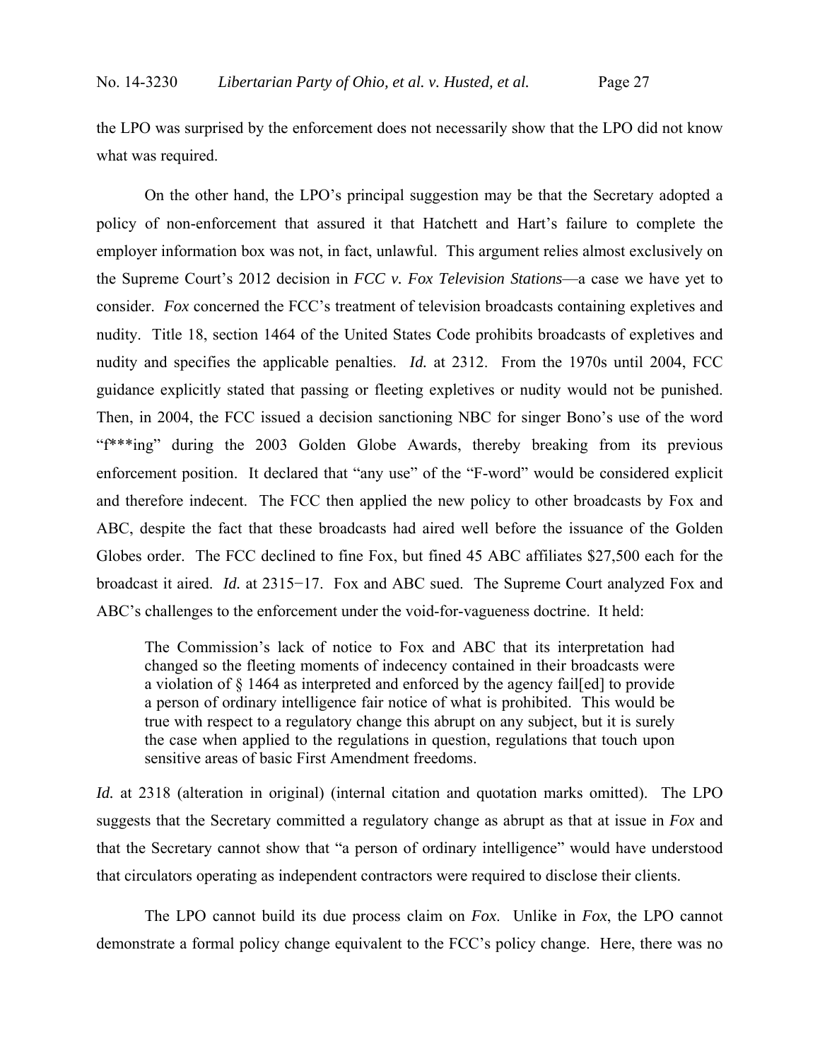the LPO was surprised by the enforcement does not necessarily show that the LPO did not know what was required.

On the other hand, the LPO's principal suggestion may be that the Secretary adopted a policy of non-enforcement that assured it that Hatchett and Hart's failure to complete the employer information box was not, in fact, unlawful. This argument relies almost exclusively on the Supreme Court's 2012 decision in *FCC v. Fox Television Stations*—a case we have yet to consider. *Fox* concerned the FCC's treatment of television broadcasts containing expletives and nudity. Title 18, section 1464 of the United States Code prohibits broadcasts of expletives and nudity and specifies the applicable penalties. *Id.* at 2312. From the 1970s until 2004, FCC guidance explicitly stated that passing or fleeting expletives or nudity would not be punished. Then, in 2004, the FCC issued a decision sanctioning NBC for singer Bono's use of the word "f***ing" during the 2003 Golden Globe Awards, thereby breaking from its previous enforcement position. It declared that "any use" of the "F-word" would be considered explicit and therefore indecent. The FCC then applied the new policy to other broadcasts by Fox and ABC, despite the fact that these broadcasts had aired well before the issuance of the Golden Globes order. The FCC declined to fine Fox, but fined 45 ABC affiliates $27,500 each for the broadcast it aired. *Id.* at 2315−17. Fox and ABC sued. The Supreme Court analyzed Fox and ABC's challenges to the enforcement under the void-for-vagueness doctrine. It held:

> The Commission's lack of notice to Fox and ABC that its interpretation had changed so the fleeting moments of indecency contained in their broadcasts were a violation of § 1464 as interpreted and enforced by the agency fail[ed] to provide a person of ordinary intelligence fair notice of what is prohibited. This would be true with respect to a regulatory change this abrupt on any subject, but it is surely the case when applied to the regulations in question, regulations that touch upon sensitive areas of basic First Amendment freedoms.

*Id.* at 2318 (alteration in original) (internal citation and quotation marks omitted). The LPO suggests that the Secretary committed a regulatory change as abrupt as that at issue in *Fox* and that the Secretary cannot show that "a person of ordinary intelligence" would have understood that circulators operating as independent contractors were required to disclose their clients.

The LPO cannot build its due process claim on *Fox*. Unlike in *Fox*, the LPO cannot demonstrate a formal policy change equivalent to the FCC's policy change. Here, there was no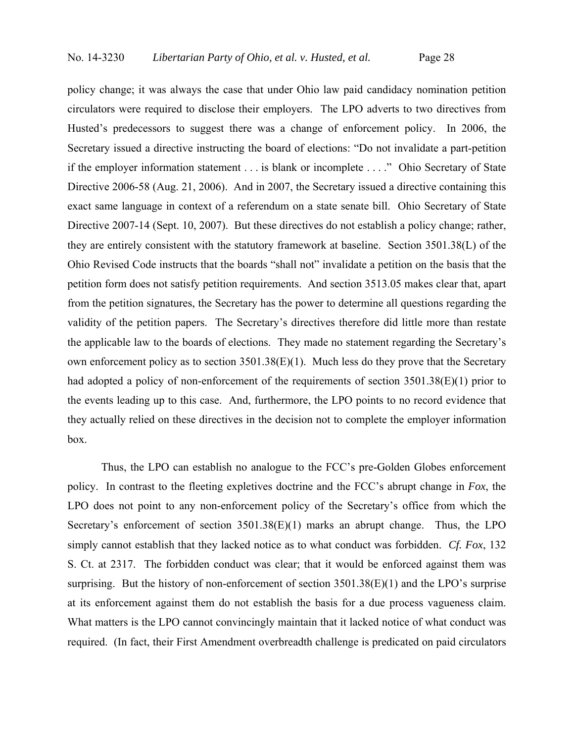policy change; it was always the case that under Ohio law paid candidacy nomination petition circulators were required to disclose their employers. The LPO adverts to two directives from Husted's predecessors to suggest there was a change of enforcement policy. In 2006, the Secretary issued a directive instructing the board of elections: "Do not invalidate a part-petition if the employer information statement . . . is blank or incomplete . . . ." Ohio Secretary of State Directive 2006-58 (Aug. 21, 2006). And in 2007, the Secretary issued a directive containing this exact same language in context of a referendum on a state senate bill. Ohio Secretary of State Directive 2007-14 (Sept. 10, 2007). But these directives do not establish a policy change; rather, they are entirely consistent with the statutory framework at baseline. Section 3501.38(L) of the Ohio Revised Code instructs that the boards "shall not" invalidate a petition on the basis that the petition form does not satisfy petition requirements. And section 3513.05 makes clear that, apart from the petition signatures, the Secretary has the power to determine all questions regarding the validity of the petition papers. The Secretary's directives therefore did little more than restate the applicable law to the boards of elections. They made no statement regarding the Secretary's own enforcement policy as to section 3501.38(E)(1). Much less do they prove that the Secretary had adopted a policy of non-enforcement of the requirements of section 3501.38(E)(1) prior to the events leading up to this case. And, furthermore, the LPO points to no record evidence that they actually relied on these directives in the decision not to complete the employer information box.

Thus, the LPO can establish no analogue to the FCC's pre-Golden Globes enforcement policy. In contrast to the fleeting expletives doctrine and the FCC's abrupt change in *Fox*, the LPO does not point to any non-enforcement policy of the Secretary's office from which the Secretary's enforcement of section 3501.38(E)(1) marks an abrupt change. Thus, the LPO simply cannot establish that they lacked notice as to what conduct was forbidden. *Cf. Fox*, 132 S. Ct. at 2317. The forbidden conduct was clear; that it would be enforced against them was surprising. But the history of non-enforcement of section 3501.38(E)(1) and the LPO's surprise at its enforcement against them do not establish the basis for a due process vagueness claim. What matters is the LPO cannot convincingly maintain that it lacked notice of what conduct was required. (In fact, their First Amendment overbreadth challenge is predicated on paid circulators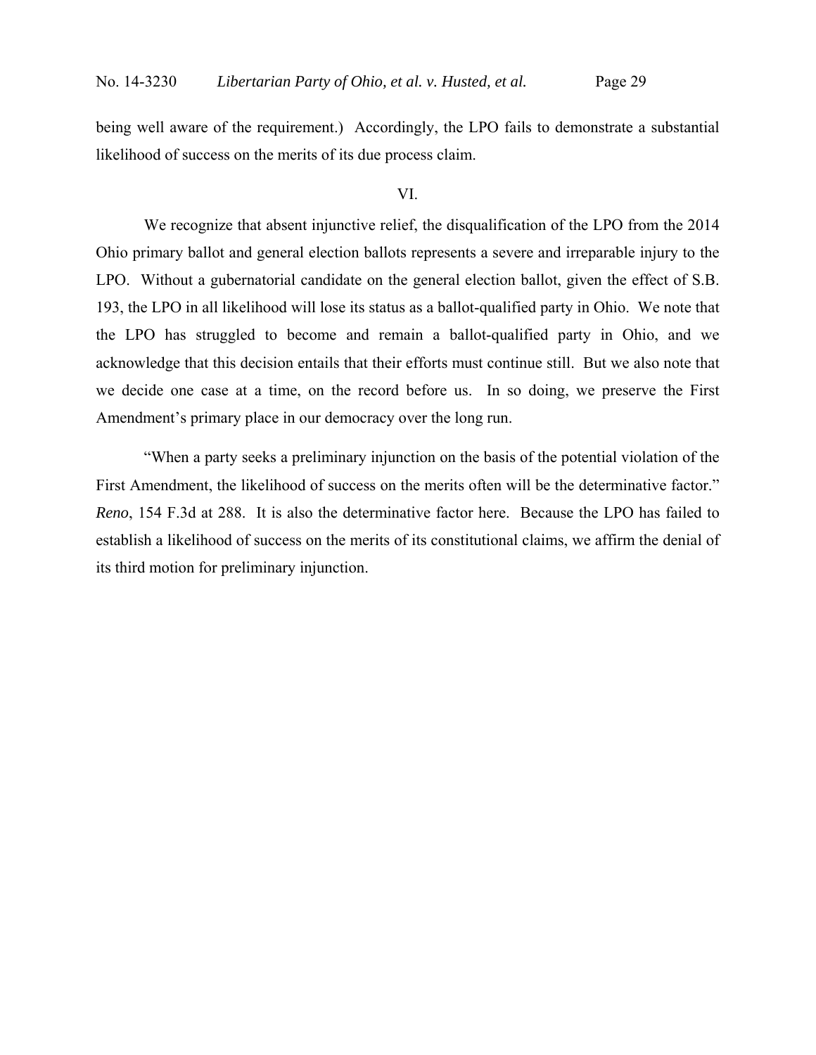being well aware of the requirement.) Accordingly, the LPO fails to demonstrate a substantial likelihood of success on the merits of its due process claim.

## VI.

We recognize that absent injunctive relief, the disqualification of the LPO from the 2014 Ohio primary ballot and general election ballots represents a severe and irreparable injury to the LPO. Without a gubernatorial candidate on the general election ballot, given the effect of S.B. 193, the LPO in all likelihood will lose its status as a ballot-qualified party in Ohio. We note that the LPO has struggled to become and remain a ballot-qualified party in Ohio, and we acknowledge that this decision entails that their efforts must continue still. But we also note that we decide one case at a time, on the record before us. In so doing, we preserve the First Amendment's primary place in our democracy over the long run.

"When a party seeks a preliminary injunction on the basis of the potential violation of the First Amendment, the likelihood of success on the merits often will be the determinative factor." *Reno*, 154 F.3d at 288. It is also the determinative factor here. Because the LPO has failed to establish a likelihood of success on the merits of its constitutional claims, we affirm the denial of its third motion for preliminary injunction.